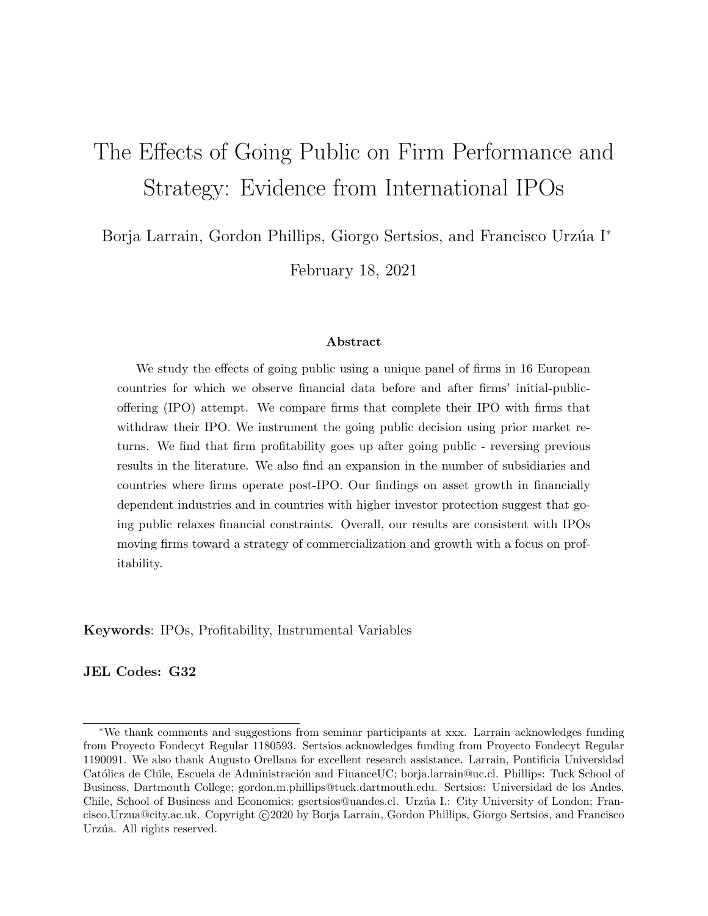# The Effects of Going Public on Firm Performance and Strategy: Evidence from International IPOs

Borja Larrain, Gordon Phillips, Giorgo Sertsios, and Francisco Urzúa I[*]

February 18, 2021

### Abstract

We study the effects of going public using a unique panel of firms in 16 European countries for which we observe financial data before and after firms' initial-public-offering (IPO) attempt. We compare firms that complete their IPO with firms that withdraw their IPO. We instrument the going public decision using prior market returns. We find that firm profitability goes up after going public - reversing previous results in the literature. We also find an expansion in the number of subsidiaries and countries where firms operate post-IPO. Our findings on asset growth in financially dependent industries and in countries with higher investor protection suggest that going public relaxes financial constraints. Overall, our results are consistent with IPOs moving firms toward a strategy of commercialization and growth with a focus on profitability.

**Keywords**: IPOs, Profitability, Instrumental Variables

**JEL Codes: G32**

---

[*] We thank comments and suggestions from seminar participants at xxx. Larrain acknowledges funding from Proyecto Fondecyt Regular 1180593. Sertsios acknowledges funding from Proyecto Fondecyt Regular 1190091. We also thank Augusto Orellana for excellent research assistance. Larrain, Pontificia Universidad Católica de Chile, Escuela de Administración and FinanceUC; borja.larrain@uc.cl. Phillips: Tuck School of Business, Dartmouth College; gordon.m.phillips@tuck.dartmouth.edu. Sertsios: Universidad de los Andes, Chile, School of Business and Economics; gsertsios@uandes.cl. Urzúa I.: City University of London; Francisco.Urzua@city.ac.uk. Copyright ©2020 by Borja Larrain, Gordon Phillips, Giorgo Sertsios, and Francisco Urzúa. All rights reserved.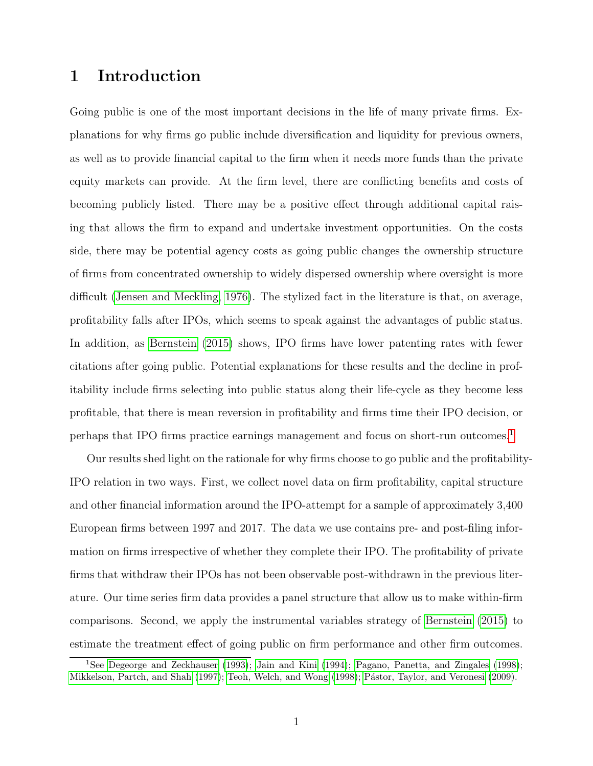# 1 Introduction

Going public is one of the most important decisions in the life of many private firms. Explanations for why firms go public include diversification and liquidity for previous owners, as well as to provide financial capital to the firm when it needs more funds than the private equity markets can provide. At the firm level, there are conflicting benefits and costs of becoming publicly listed. There may be a positive effect through additional capital raising that allows the firm to expand and undertake investment opportunities. On the costs side, there may be potential agency costs as going public changes the ownership structure of firms from concentrated ownership to widely dispersed ownership where oversight is more difficult (Jensen and Meckling, 1976). The stylized fact in the literature is that, on average, profitability falls after IPOs, which seems to speak against the advantages of public status. In addition, as Bernstein (2015) shows, IPO firms have lower patenting rates with fewer citations after going public. Potential explanations for these results and the decline in profitability include firms selecting into public status along their life-cycle as they become less profitable, that there is mean reversion in profitability and firms time their IPO decision, or perhaps that IPO firms practice earnings management and focus on short-run outcomes.[1]

Our results shed light on the rationale for why firms choose to go public and the profitability-IPO relation in two ways. First, we collect novel data on firm profitability, capital structure and other financial information around the IPO-attempt for a sample of approximately 3,400 European firms between 1997 and 2017. The data we use contains pre- and post-filing information on firms irrespective of whether they complete their IPO. The profitability of private firms that withdraw their IPOs has not been observable post-withdrawn in the previous literature. Our time series firm data provides a panel structure that allow us to make within-firm comparisons. Second, we apply the instrumental variables strategy of Bernstein (2015) to estimate the treatment effect of going public on firm performance and other firm outcomes.

[1] See Degeorge and Zeckhauser (1993); Jain and Kini (1994); Pagano, Panetta, and Zingales (1998); Mikkelson, Partch, and Shah (1997); Teoh, Welch, and Wong (1998); Pástor, Taylor, and Veronesi (2009).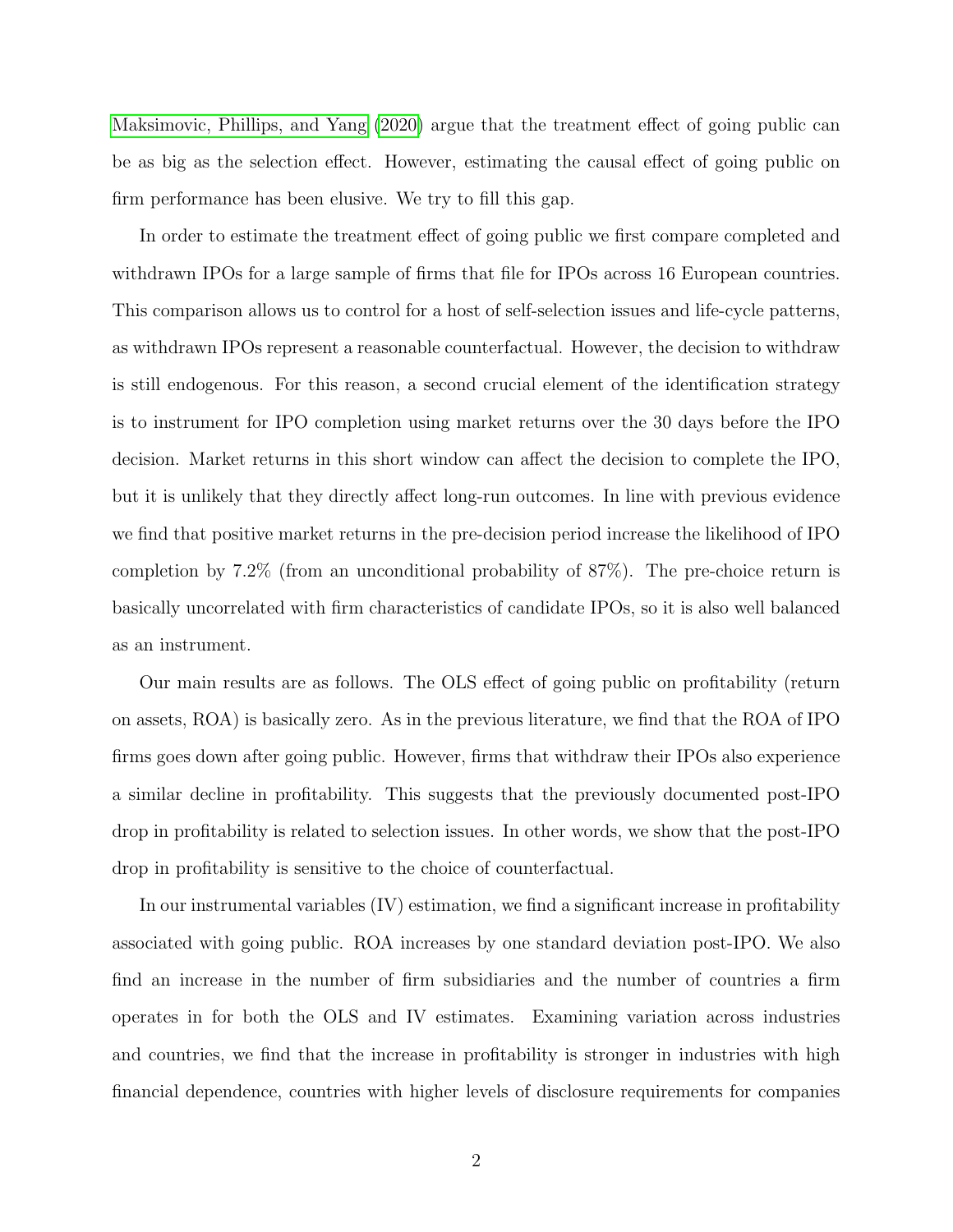Maksimovic, Phillips, and Yang (2020) argue that the treatment effect of going public can be as big as the selection effect. However, estimating the causal effect of going public on firm performance has been elusive. We try to fill this gap.

In order to estimate the treatment effect of going public we first compare completed and withdrawn IPOs for a large sample of firms that file for IPOs across 16 European countries. This comparison allows us to control for a host of self-selection issues and life-cycle patterns, as withdrawn IPOs represent a reasonable counterfactual. However, the decision to withdraw is still endogenous. For this reason, a second crucial element of the identification strategy is to instrument for IPO completion using market returns over the 30 days before the IPO decision. Market returns in this short window can affect the decision to complete the IPO, but it is unlikely that they directly affect long-run outcomes. In line with previous evidence we find that positive market returns in the pre-decision period increase the likelihood of IPO completion by 7.2% (from an unconditional probability of 87%). The pre-choice return is basically uncorrelated with firm characteristics of candidate IPOs, so it is also well balanced as an instrument.

Our main results are as follows. The OLS effect of going public on profitability (return on assets, ROA) is basically zero. As in the previous literature, we find that the ROA of IPO firms goes down after going public. However, firms that withdraw their IPOs also experience a similar decline in profitability. This suggests that the previously documented post-IPO drop in profitability is related to selection issues. In other words, we show that the post-IPO drop in profitability is sensitive to the choice of counterfactual.

In our instrumental variables (IV) estimation, we find a significant increase in profitability associated with going public. ROA increases by one standard deviation post-IPO. We also find an increase in the number of firm subsidiaries and the number of countries a firm operates in for both the OLS and IV estimates. Examining variation across industries and countries, we find that the increase in profitability is stronger in industries with high financial dependence, countries with higher levels of disclosure requirements for companies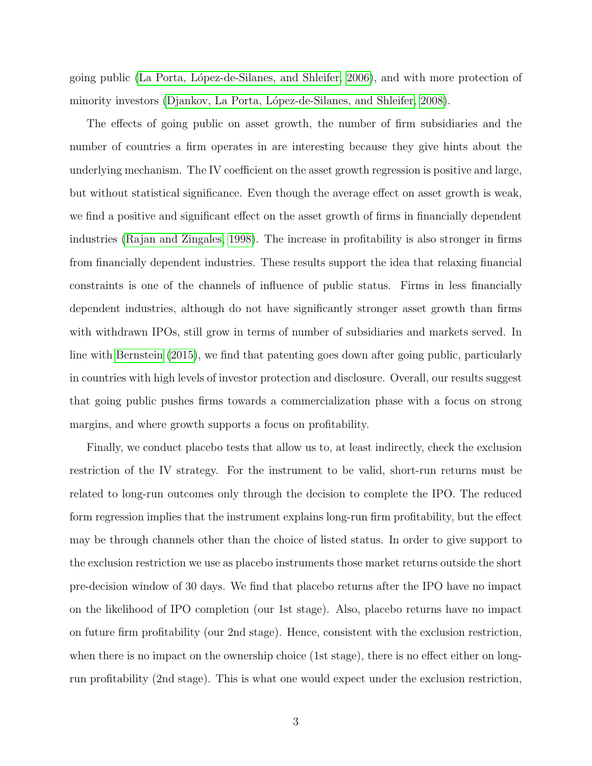going public (La Porta, López-de-Silanes, and Shleifer, 2006), and with more protection of minority investors (Djankov, La Porta, López-de-Silanes, and Shleifer, 2008).

The effects of going public on asset growth, the number of firm subsidiaries and the number of countries a firm operates in are interesting because they give hints about the underlying mechanism. The IV coefficient on the asset growth regression is positive and large, but without statistical significance. Even though the average effect on asset growth is weak, we find a positive and significant effect on the asset growth of firms in financially dependent industries (Rajan and Zingales, 1998). The increase in profitability is also stronger in firms from financially dependent industries. These results support the idea that relaxing financial constraints is one of the channels of influence of public status. Firms in less financially dependent industries, although do not have significantly stronger asset growth than firms with withdrawn IPOs, still grow in terms of number of subsidiaries and markets served. In line with Bernstein (2015), we find that patenting goes down after going public, particularly in countries with high levels of investor protection and disclosure. Overall, our results suggest that going public pushes firms towards a commercialization phase with a focus on strong margins, and where growth supports a focus on profitability.

Finally, we conduct placebo tests that allow us to, at least indirectly, check the exclusion restriction of the IV strategy. For the instrument to be valid, short-run returns must be related to long-run outcomes only through the decision to complete the IPO. The reduced form regression implies that the instrument explains long-run firm profitability, but the effect may be through channels other than the choice of listed status. In order to give support to the exclusion restriction we use as placebo instruments those market returns outside the short pre-decision window of 30 days. We find that placebo returns after the IPO have no impact on the likelihood of IPO completion (our 1st stage). Also, placebo returns have no impact on future firm profitability (our 2nd stage). Hence, consistent with the exclusion restriction, when there is no impact on the ownership choice (1st stage), there is no effect either on long-run profitability (2nd stage). This is what one would expect under the exclusion restriction,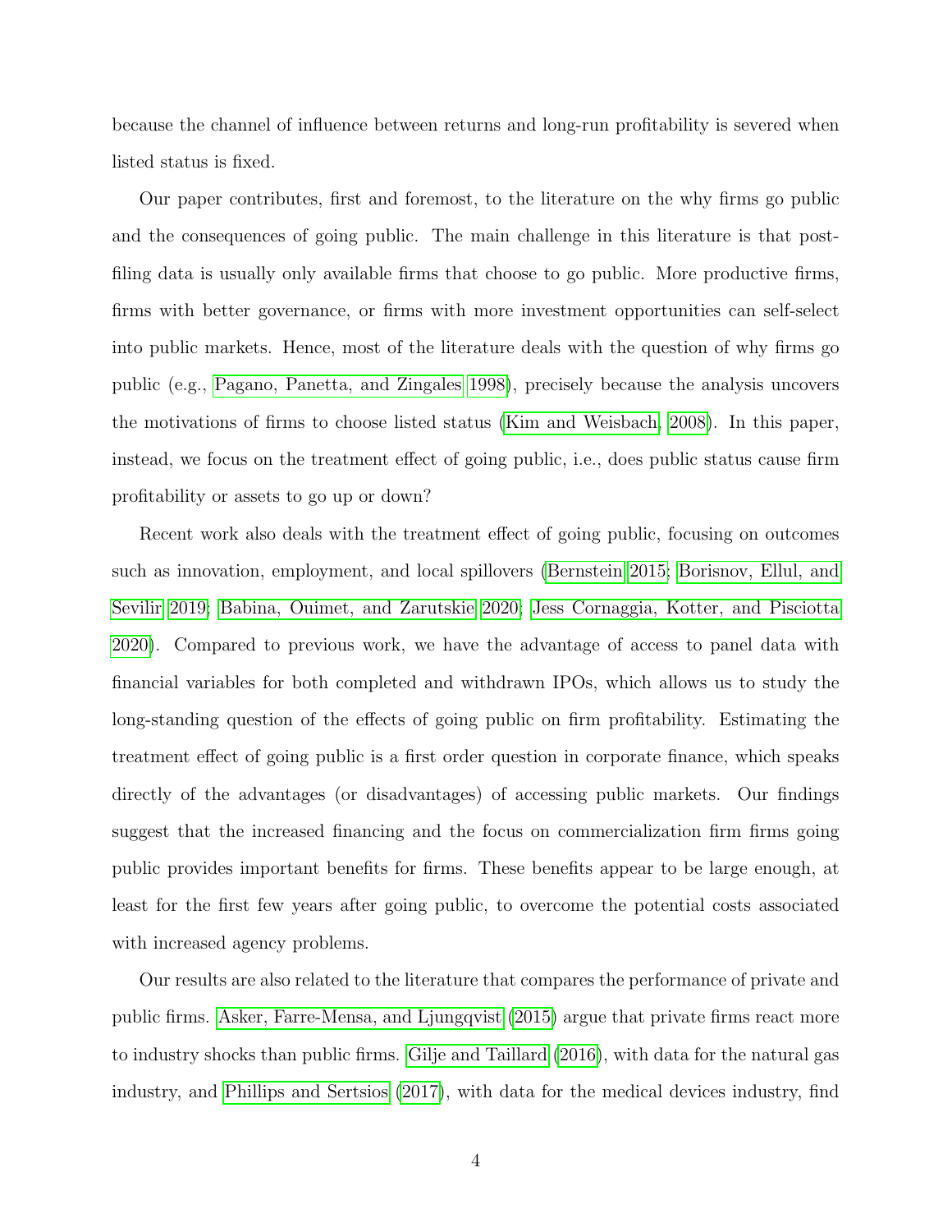because the channel of influence between returns and long-run profitability is severed when listed status is fixed.

Our paper contributes, first and foremost, to the literature on the why firms go public and the consequences of going public. The main challenge in this literature is that post-filing data is usually only available firms that choose to go public. More productive firms, firms with better governance, or firms with more investment opportunities can self-select into public markets. Hence, most of the literature deals with the question of why firms go public (e.g., Pagano, Panetta, and Zingales 1998), precisely because the analysis uncovers the motivations of firms to choose listed status (Kim and Weisbach, 2008). In this paper, instead, we focus on the treatment effect of going public, i.e., does public status cause firm profitability or assets to go up or down?

Recent work also deals with the treatment effect of going public, focusing on outcomes such as innovation, employment, and local spillovers (Bernstein 2015; Borisnov, Ellul, and Sevilir 2019; Babina, Ouimet, and Zarutskie 2020; Jess Cornaggia, Kotter, and Pisciotta 2020). Compared to previous work, we have the advantage of access to panel data with financial variables for both completed and withdrawn IPOs, which allows us to study the long-standing question of the effects of going public on firm profitability. Estimating the treatment effect of going public is a first order question in corporate finance, which speaks directly of the advantages (or disadvantages) of accessing public markets. Our findings suggest that the increased financing and the focus on commercialization firm firms going public provides important benefits for firms. These benefits appear to be large enough, at least for the first few years after going public, to overcome the potential costs associated with increased agency problems.

Our results are also related to the literature that compares the performance of private and public firms. Asker, Farre-Mensa, and Ljungqvist (2015) argue that private firms react more to industry shocks than public firms. Gilje and Taillard (2016), with data for the natural gas industry, and Phillips and Sertsios (2017), with data for the medical devices industry, find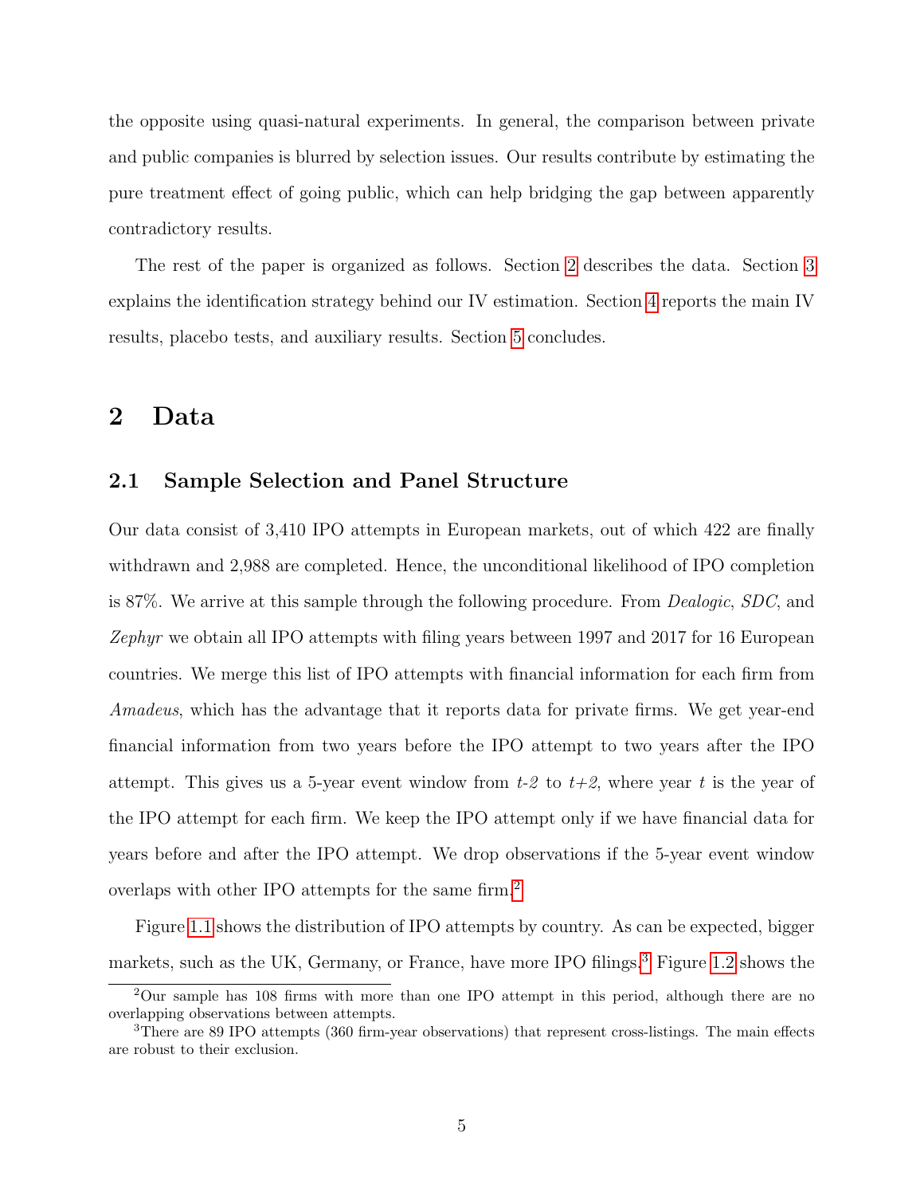the opposite using quasi-natural experiments. In general, the comparison between private and public companies is blurred by selection issues. Our results contribute by estimating the pure treatment effect of going public, which can help bridging the gap between apparently contradictory results.

The rest of the paper is organized as follows. Section 2 describes the data. Section 3 explains the identification strategy behind our IV estimation. Section 4 reports the main IV results, placebo tests, and auxiliary results. Section 5 concludes.

# 2 Data

## 2.1 Sample Selection and Panel Structure

Our data consist of 3,410 IPO attempts in European markets, out of which 422 are finally withdrawn and 2,988 are completed. Hence, the unconditional likelihood of IPO completion is 87%. We arrive at this sample through the following procedure. From *Dealogic*, *SDC*, and *Zephyr* we obtain all IPO attempts with filing years between 1997 and 2017 for 16 European countries. We merge this list of IPO attempts with financial information for each firm from *Amadeus*, which has the advantage that it reports data for private firms. We get year-end financial information from two years before the IPO attempt to two years after the IPO attempt. This gives us a 5-year event window from *t-2* to *t+2*, where year *t* is the year of the IPO attempt for each firm. We keep the IPO attempt only if we have financial data for years before and after the IPO attempt. We drop observations if the 5-year event window overlaps with other IPO attempts for the same firm.[2]

Figure 1.1 shows the distribution of IPO attempts by country. As can be expected, bigger markets, such as the UK, Germany, or France, have more IPO filings.[3] Figure 1.2 shows the

[2] Our sample has 108 firms with more than one IPO attempt in this period, although there are no overlapping observations between attempts.

[3] There are 89 IPO attempts (360 firm-year observations) that represent cross-listings. The main effects are robust to their exclusion.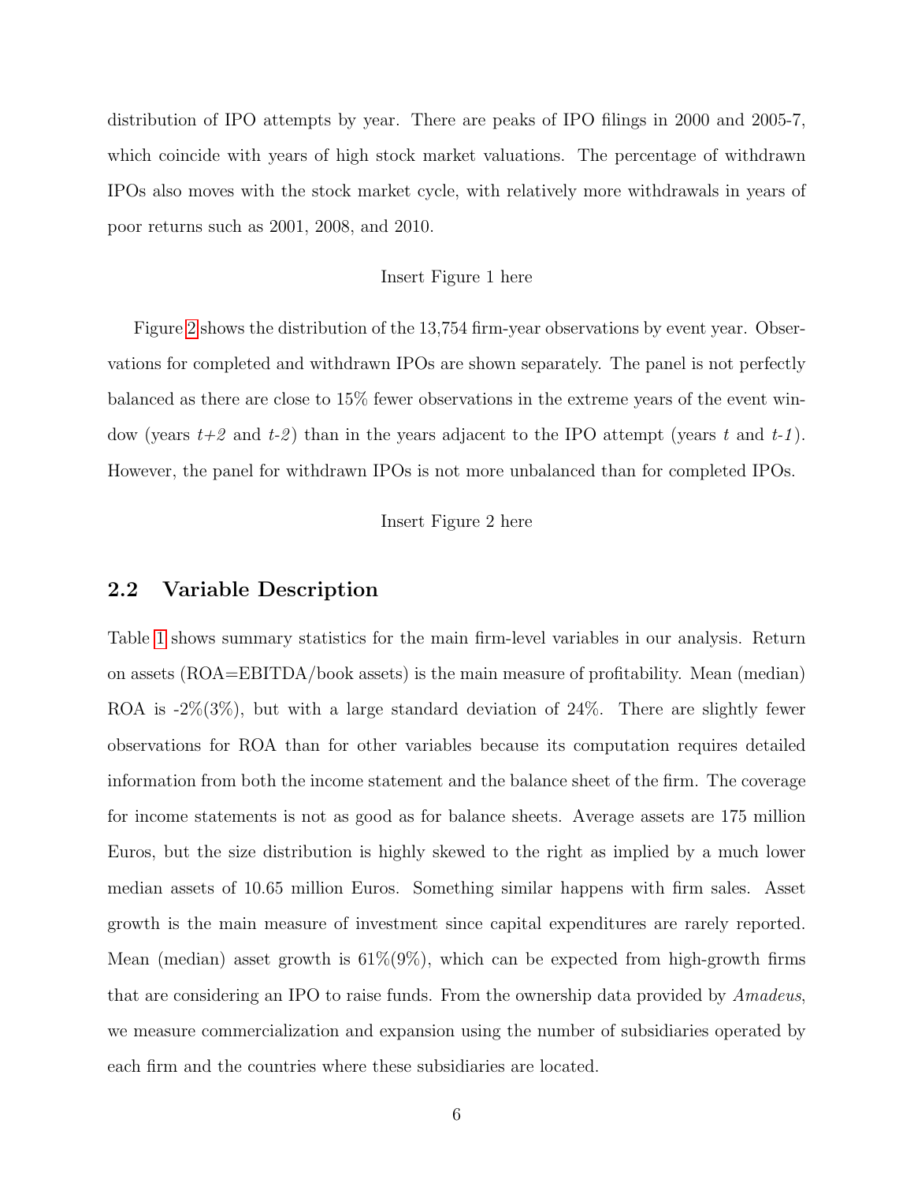distribution of IPO attempts by year. There are peaks of IPO filings in 2000 and 2005-7, which coincide with years of high stock market valuations. The percentage of withdrawn IPOs also moves with the stock market cycle, with relatively more withdrawals in years of poor returns such as 2001, 2008, and 2010.

Insert Figure 1 here

Figure 2 shows the distribution of the 13,754 firm-year observations by event year. Observations for completed and withdrawn IPOs are shown separately. The panel is not perfectly balanced as there are close to 15% fewer observations in the extreme years of the event window (years *t+2* and *t-2*) than in the years adjacent to the IPO attempt (years *t* and *t-1*). However, the panel for withdrawn IPOs is not more unbalanced than for completed IPOs.

Insert Figure 2 here

## 2.2 Variable Description

Table 1 shows summary statistics for the main firm-level variables in our analysis. Return on assets (ROA=EBITDA/book assets) is the main measure of profitability. Mean (median) ROA is -2%(3%), but with a large standard deviation of 24%. There are slightly fewer observations for ROA than for other variables because its computation requires detailed information from both the income statement and the balance sheet of the firm. The coverage for income statements is not as good as for balance sheets. Average assets are 175 million Euros, but the size distribution is highly skewed to the right as implied by a much lower median assets of 10.65 million Euros. Something similar happens with firm sales. Asset growth is the main measure of investment since capital expenditures are rarely reported. Mean (median) asset growth is 61%(9%), which can be expected from high-growth firms that are considering an IPO to raise funds. From the ownership data provided by *Amadeus*, we measure commercialization and expansion using the number of subsidiaries operated by each firm and the countries where these subsidiaries are located.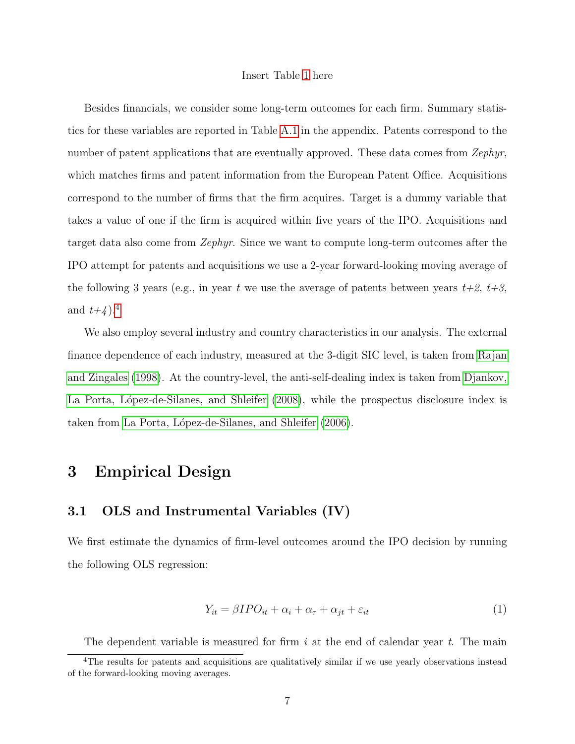Insert Table 1 here

Besides financials, we consider some long-term outcomes for each firm. Summary statistics for these variables are reported in Table A.1 in the appendix. Patents correspond to the number of patent applications that are eventually approved. These data comes from *Zephyr*, which matches firms and patent information from the European Patent Office. Acquisitions correspond to the number of firms that the firm acquires. Target is a dummy variable that takes a value of one if the firm is acquired within five years of the IPO. Acquisitions and target data also come from *Zephyr*. Since we want to compute long-term outcomes after the IPO attempt for patents and acquisitions we use a 2-year forward-looking moving average of the following 3 years (e.g., in year $t$ we use the average of patents between years $t+2$, $t+3$, and $t+4$).[4]

We also employ several industry and country characteristics in our analysis. The external finance dependence of each industry, measured at the 3-digit SIC level, is taken from Rajan and Zingales (1998). At the country-level, the anti-self-dealing index is taken from Djankov, La Porta, López-de-Silanes, and Shleifer (2008), while the prospectus disclosure index is taken from La Porta, López-de-Silanes, and Shleifer (2006).

# 3 Empirical Design

## 3.1 OLS and Instrumental Variables (IV)

We first estimate the dynamics of firm-level outcomes around the IPO decision by running the following OLS regression:

$$Y_{it} = \beta IPO_{it} + \alpha_i + \alpha_\tau + \alpha_{jt} + \varepsilon_{it} \tag{1}$$

The dependent variable is measured for firm $i$ at the end of calendar year $t$. The main

[4] The results for patents and acquisitions are qualitatively similar if we use yearly observations instead of the forward-looking moving averages.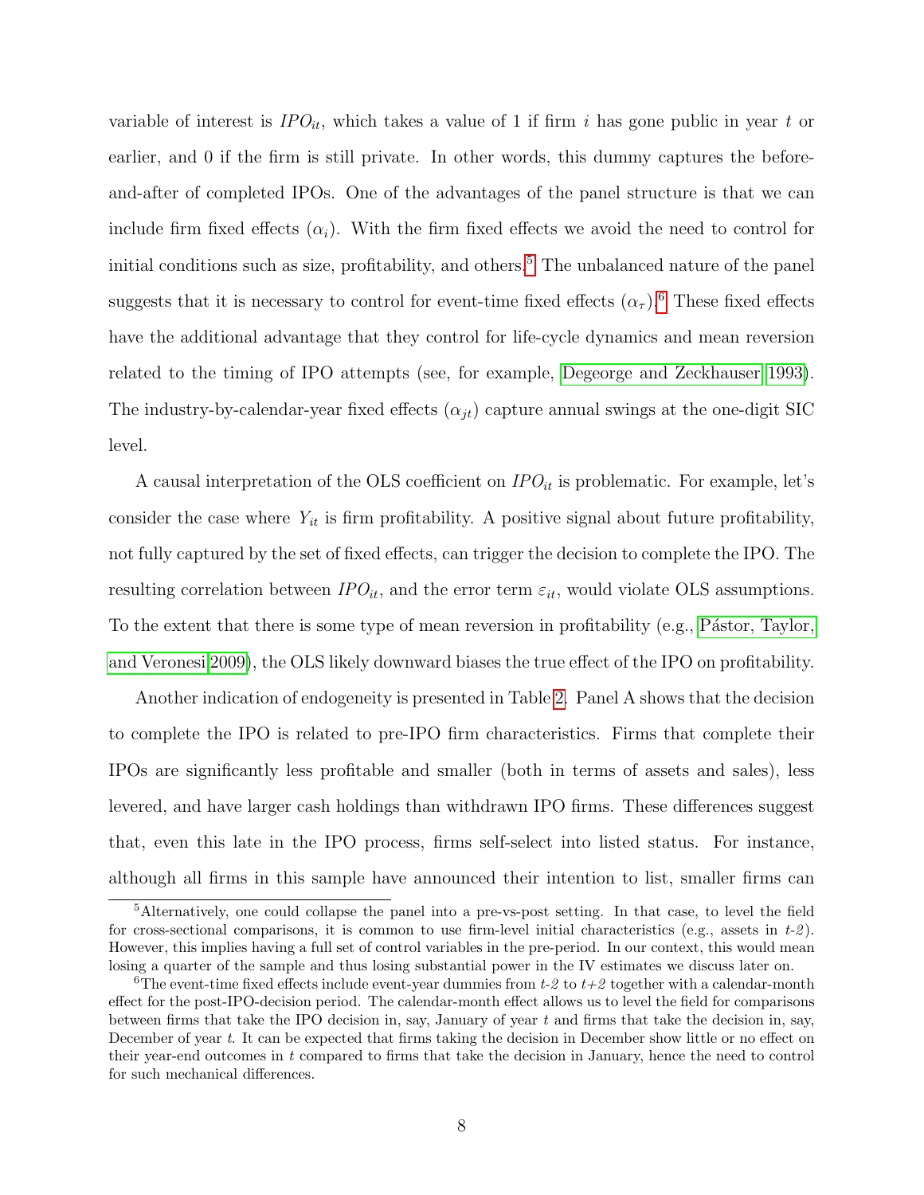variable of interest is $IPO_{it}$, which takes a value of 1 if firm $i$ has gone public in year $t$ or earlier, and 0 if the firm is still private. In other words, this dummy captures the before-and-after of completed IPOs. One of the advantages of the panel structure is that we can include firm fixed effects ($\alpha_i$). With the firm fixed effects we avoid the need to control for initial conditions such as size, profitability, and others.[5] The unbalanced nature of the panel suggests that it is necessary to control for event-time fixed effects ($\alpha_\tau$).[6] These fixed effects have the additional advantage that they control for life-cycle dynamics and mean reversion related to the timing of IPO attempts (see, for example, Degeorge and Zeckhauser 1993). The industry-by-calendar-year fixed effects ($\alpha_{jt}$) capture annual swings at the one-digit SIC level.

A causal interpretation of the OLS coefficient on $IPO_{it}$ is problematic. For example, let's consider the case where $Y_{it}$ is firm profitability. A positive signal about future profitability, not fully captured by the set of fixed effects, can trigger the decision to complete the IPO. The resulting correlation between $IPO_{it}$, and the error term $\varepsilon_{it}$, would violate OLS assumptions. To the extent that there is some type of mean reversion in profitability (e.g., Pástor, Taylor, and Veronesi 2009), the OLS likely downward biases the true effect of the IPO on profitability.

Another indication of endogeneity is presented in Table 2. Panel A shows that the decision to complete the IPO is related to pre-IPO firm characteristics. Firms that complete their IPOs are significantly less profitable and smaller (both in terms of assets and sales), less levered, and have larger cash holdings than withdrawn IPO firms. These differences suggest that, even this late in the IPO process, firms self-select into listed status. For instance, although all firms in this sample have announced their intention to list, smaller firms can

[5] Alternatively, one could collapse the panel into a pre-vs-post setting. In that case, to level the field for cross-sectional comparisons, it is common to use firm-level initial characteristics (e.g., assets in *t-2*). However, this implies having a full set of control variables in the pre-period. In our context, this would mean losing a quarter of the sample and thus losing substantial power in the IV estimates we discuss later on.

[6] The event-time fixed effects include event-year dummies from *t-2* to *t+2* together with a calendar-month effect for the post-IPO-decision period. The calendar-month effect allows us to level the field for comparisons between firms that take the IPO decision in, say, January of year $t$ and firms that take the decision in, say, December of year $t$. It can be expected that firms taking the decision in December show little or no effect on their year-end outcomes in $t$ compared to firms that take the decision in January, hence the need to control for such mechanical differences.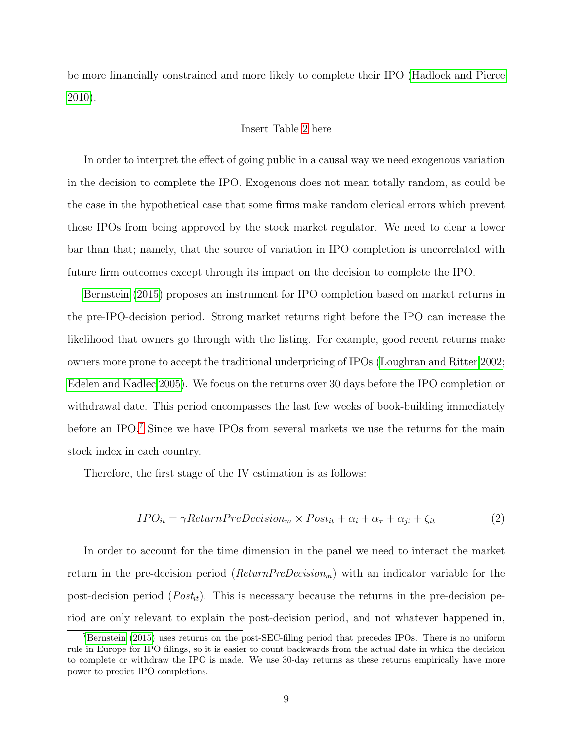be more financially constrained and more likely to complete their IPO (Hadlock and Pierce 2010).

Insert Table 2 here

In order to interpret the effect of going public in a causal way we need exogenous variation in the decision to complete the IPO. Exogenous does not mean totally random, as could be the case in the hypothetical case that some firms make random clerical errors which prevent those IPOs from being approved by the stock market regulator. We need to clear a lower bar than that; namely, that the source of variation in IPO completion is uncorrelated with future firm outcomes except through its impact on the decision to complete the IPO.

Bernstein (2015) proposes an instrument for IPO completion based on market returns in the pre-IPO-decision period. Strong market returns right before the IPO can increase the likelihood that owners go through with the listing. For example, good recent returns make owners more prone to accept the traditional underpricing of IPOs (Loughran and Ritter 2002; Edelen and Kadlec 2005). We focus on the returns over 30 days before the IPO completion or withdrawal date. This period encompasses the last few weeks of book-building immediately before an IPO.[7] Since we have IPOs from several markets we use the returns for the main stock index in each country.

Therefore, the first stage of the IV estimation is as follows:

$$IPO_{it} = \gamma ReturnPreDecision_m \times Post_{it} + \alpha_i + \alpha_\tau + \alpha_{jt} + \zeta_{it} \tag{2}$$

In order to account for the time dimension in the panel we need to interact the market return in the pre-decision period ($ReturnPreDecision_m$) with an indicator variable for the post-decision period ($Post_{it}$). This is necessary because the returns in the pre-decision period are only relevant to explain the post-decision period, and not whatever happened in,

[7] Bernstein (2015) uses returns on the post-SEC-filing period that precedes IPOs. There is no uniform rule in Europe for IPO filings, so it is easier to count backwards from the actual date in which the decision to complete or withdraw the IPO is made. We use 30-day returns as these returns empirically have more power to predict IPO completions.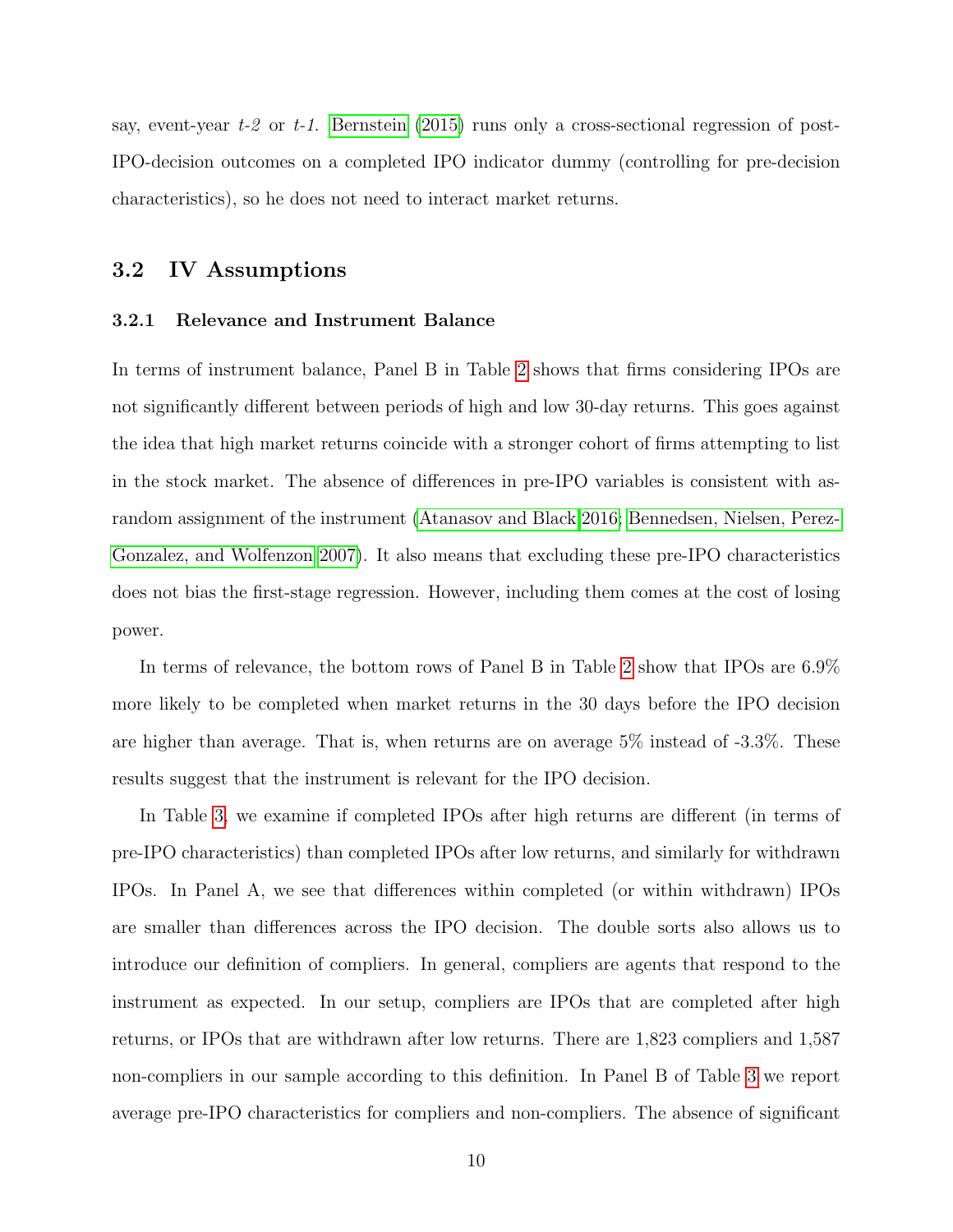say, event-year *t-2* or *t-1*. Bernstein (2015) runs only a cross-sectional regression of post-IPO-decision outcomes on a completed IPO indicator dummy (controlling for pre-decision characteristics), so he does not need to interact market returns.

## 3.2 IV Assumptions

### 3.2.1 Relevance and Instrument Balance

In terms of instrument balance, Panel B in Table 2 shows that firms considering IPOs are not significantly different between periods of high and low 30-day returns. This goes against the idea that high market returns coincide with a stronger cohort of firms attempting to list in the stock market. The absence of differences in pre-IPO variables is consistent with as-random assignment of the instrument (Atanasov and Black 2016; Bennedsen, Nielsen, Perez-Gonzalez, and Wolfenzon 2007). It also means that excluding these pre-IPO characteristics does not bias the first-stage regression. However, including them comes at the cost of losing power.

In terms of relevance, the bottom rows of Panel B in Table 2 show that IPOs are 6.9% more likely to be completed when market returns in the 30 days before the IPO decision are higher than average. That is, when returns are on average 5% instead of -3.3%. These results suggest that the instrument is relevant for the IPO decision.

In Table 3, we examine if completed IPOs after high returns are different (in terms of pre-IPO characteristics) than completed IPOs after low returns, and similarly for withdrawn IPOs. In Panel A, we see that differences within completed (or within withdrawn) IPOs are smaller than differences across the IPO decision. The double sorts also allows us to introduce our definition of compliers. In general, compliers are agents that respond to the instrument as expected. In our setup, compliers are IPOs that are completed after high returns, or IPOs that are withdrawn after low returns. There are 1,823 compliers and 1,587 non-compliers in our sample according to this definition. In Panel B of Table 3 we report average pre-IPO characteristics for compliers and non-compliers. The absence of significant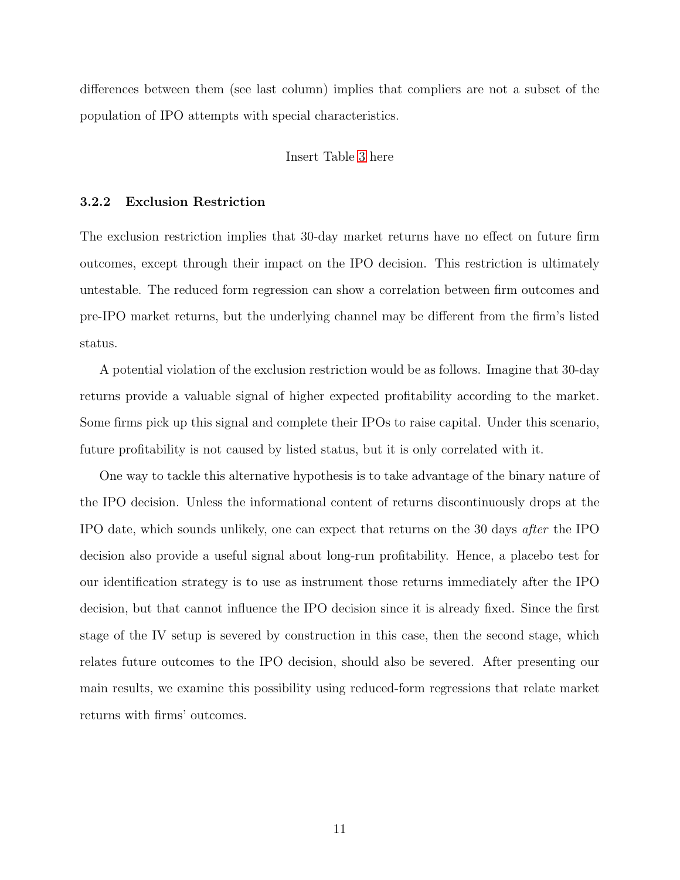differences between them (see last column) implies that compliers are not a subset of the population of IPO attempts with special characteristics.

Insert Table 3 here

### 3.2.2 Exclusion Restriction

The exclusion restriction implies that 30-day market returns have no effect on future firm outcomes, except through their impact on the IPO decision. This restriction is ultimately untestable. The reduced form regression can show a correlation between firm outcomes and pre-IPO market returns, but the underlying channel may be different from the firm's listed status.

A potential violation of the exclusion restriction would be as follows. Imagine that 30-day returns provide a valuable signal of higher expected profitability according to the market. Some firms pick up this signal and complete their IPOs to raise capital. Under this scenario, future profitability is not caused by listed status, but it is only correlated with it.

One way to tackle this alternative hypothesis is to take advantage of the binary nature of the IPO decision. Unless the informational content of returns discontinuously drops at the IPO date, which sounds unlikely, one can expect that returns on the 30 days *after* the IPO decision also provide a useful signal about long-run profitability. Hence, a placebo test for our identification strategy is to use as instrument those returns immediately after the IPO decision, but that cannot influence the IPO decision since it is already fixed. Since the first stage of the IV setup is severed by construction in this case, then the second stage, which relates future outcomes to the IPO decision, should also be severed. After presenting our main results, we examine this possibility using reduced-form regressions that relate market returns with firms' outcomes.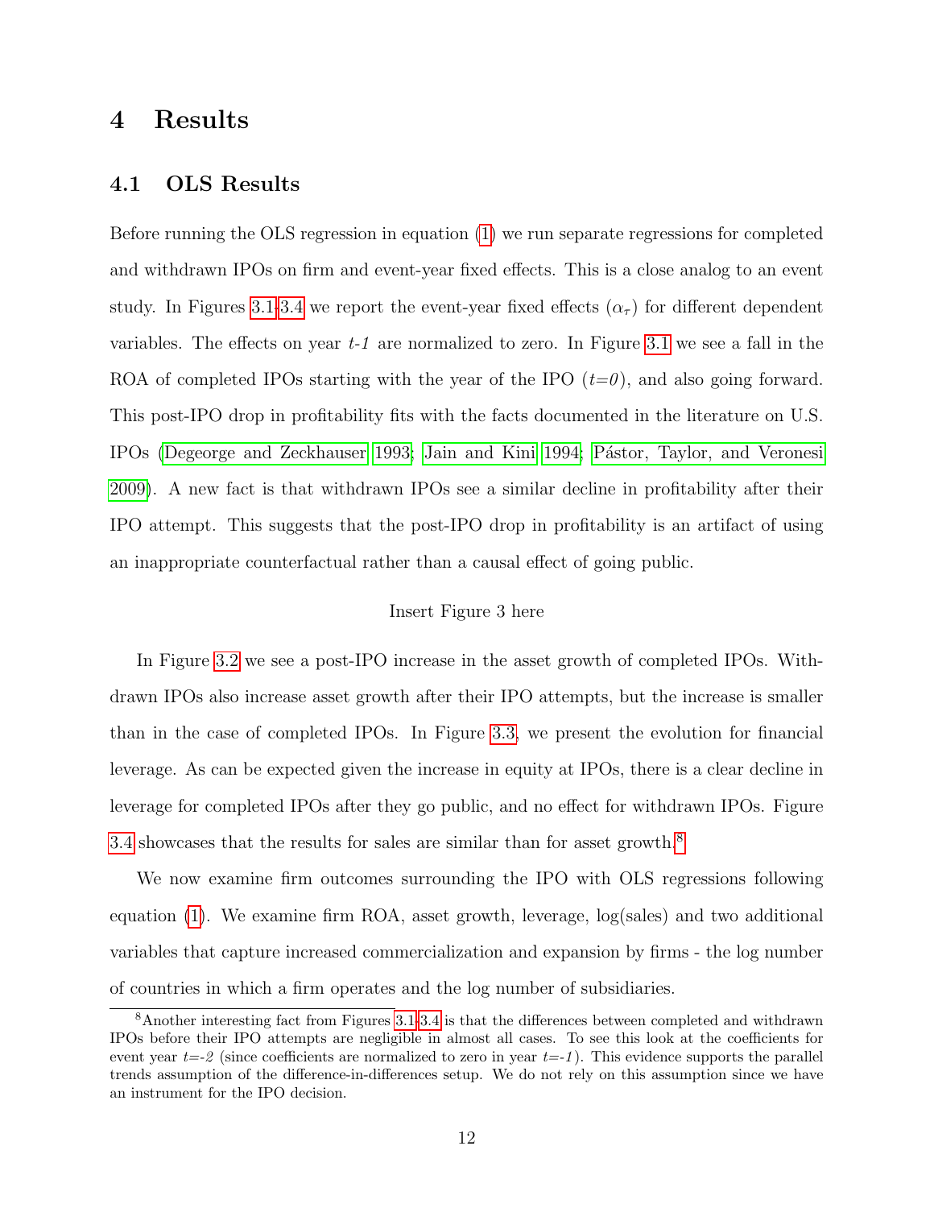# 4 Results

## 4.1 OLS Results

Before running the OLS regression in equation (1) we run separate regressions for completed and withdrawn IPOs on firm and event-year fixed effects. This is a close analog to an event study. In Figures 3.1-3.4 we report the event-year fixed effects ($\alpha_\tau$) for different dependent variables. The effects on year *t-1* are normalized to zero. In Figure 3.1 we see a fall in the ROA of completed IPOs starting with the year of the IPO (*t=0*), and also going forward. This post-IPO drop in profitability fits with the facts documented in the literature on U.S. IPOs (Degeorge and Zeckhauser 1993; Jain and Kini 1994; Pástor, Taylor, and Veronesi 2009). A new fact is that withdrawn IPOs see a similar decline in profitability after their IPO attempt. This suggests that the post-IPO drop in profitability is an artifact of using an inappropriate counterfactual rather than a causal effect of going public.

Insert Figure 3 here

In Figure 3.2 we see a post-IPO increase in the asset growth of completed IPOs. Withdrawn IPOs also increase asset growth after their IPO attempts, but the increase is smaller than in the case of completed IPOs. In Figure 3.3, we present the evolution for financial leverage. As can be expected given the increase in equity at IPOs, there is a clear decline in leverage for completed IPOs after they go public, and no effect for withdrawn IPOs. Figure 3.4 showcases that the results for sales are similar than for asset growth.[8]

We now examine firm outcomes surrounding the IPO with OLS regressions following equation (1). We examine firm ROA, asset growth, leverage, log(sales) and two additional variables that capture increased commercialization and expansion by firms - the log number of countries in which a firm operates and the log number of subsidiaries.

[8] Another interesting fact from Figures 3.1-3.4 is that the differences between completed and withdrawn IPOs before their IPO attempts are negligible in almost all cases. To see this look at the coefficients for event year *t=-2* (since coefficients are normalized to zero in year *t=-1*). This evidence supports the parallel trends assumption of the difference-in-differences setup. We do not rely on this assumption since we have an instrument for the IPO decision.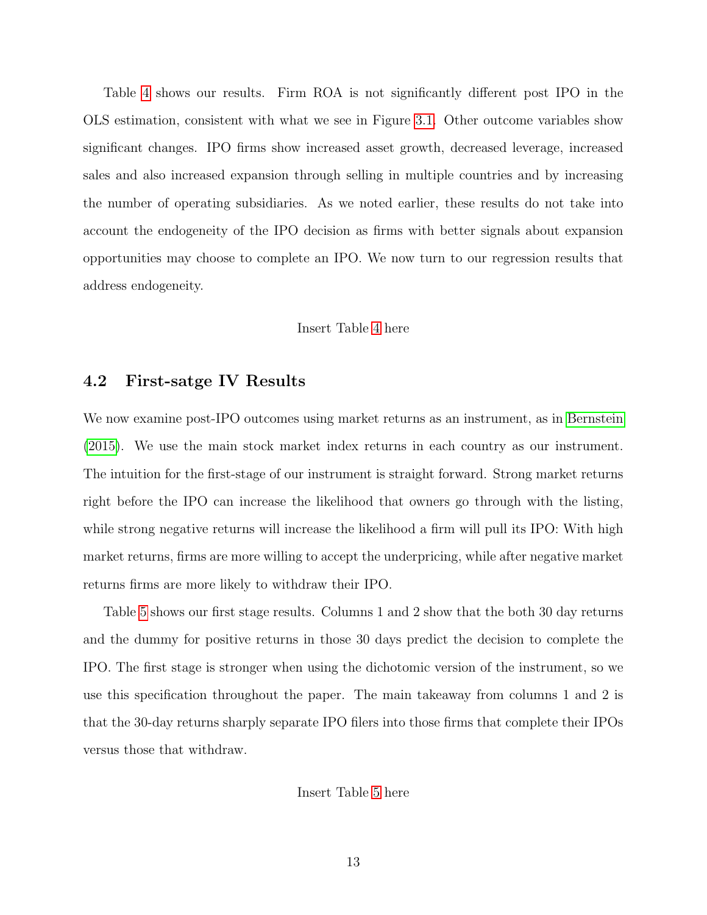Table 4 shows our results. Firm ROA is not significantly different post IPO in the OLS estimation, consistent with what we see in Figure 3.1. Other outcome variables show significant changes. IPO firms show increased asset growth, decreased leverage, increased sales and also increased expansion through selling in multiple countries and by increasing the number of operating subsidiaries. As we noted earlier, these results do not take into account the endogeneity of the IPO decision as firms with better signals about expansion opportunities may choose to complete an IPO. We now turn to our regression results that address endogeneity.

Insert Table 4 here

## 4.2 First-satge IV Results

We now examine post-IPO outcomes using market returns as an instrument, as in Bernstein (2015). We use the main stock market index returns in each country as our instrument. The intuition for the first-stage of our instrument is straight forward. Strong market returns right before the IPO can increase the likelihood that owners go through with the listing, while strong negative returns will increase the likelihood a firm will pull its IPO: With high market returns, firms are more willing to accept the underpricing, while after negative market returns firms are more likely to withdraw their IPO.

Table 5 shows our first stage results. Columns 1 and 2 show that the both 30 day returns and the dummy for positive returns in those 30 days predict the decision to complete the IPO. The first stage is stronger when using the dichotomic version of the instrument, so we use this specification throughout the paper. The main takeaway from columns 1 and 2 is that the 30-day returns sharply separate IPO filers into those firms that complete their IPOs versus those that withdraw.

Insert Table 5 here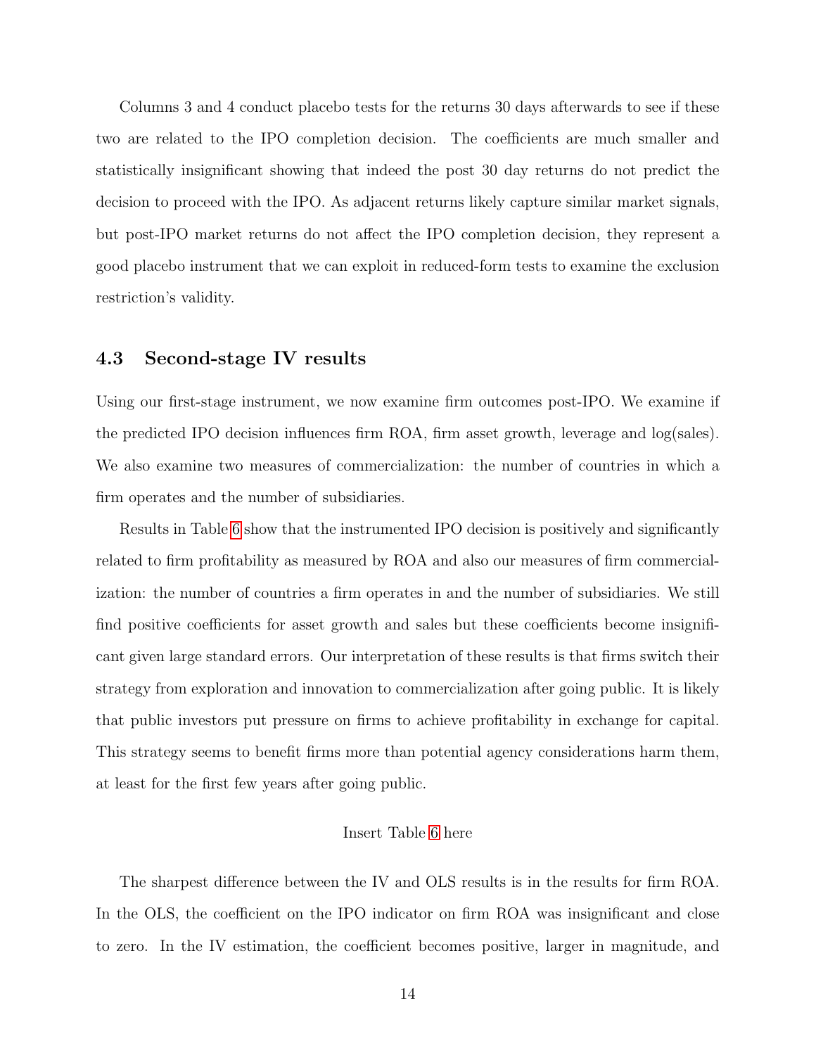Columns 3 and 4 conduct placebo tests for the returns 30 days afterwards to see if these two are related to the IPO completion decision. The coefficients are much smaller and statistically insignificant showing that indeed the post 30 day returns do not predict the decision to proceed with the IPO. As adjacent returns likely capture similar market signals, but post-IPO market returns do not affect the IPO completion decision, they represent a good placebo instrument that we can exploit in reduced-form tests to examine the exclusion restriction's validity.

### 4.3 Second-stage IV results

Using our first-stage instrument, we now examine firm outcomes post-IPO. We examine if the predicted IPO decision influences firm ROA, firm asset growth, leverage and log(sales). We also examine two measures of commercialization: the number of countries in which a firm operates and the number of subsidiaries.

Results in Table 6 show that the instrumented IPO decision is positively and significantly related to firm profitability as measured by ROA and also our measures of firm commercialization: the number of countries a firm operates in and the number of subsidiaries. We still find positive coefficients for asset growth and sales but these coefficients become insignificant given large standard errors. Our interpretation of these results is that firms switch their strategy from exploration and innovation to commercialization after going public. It is likely that public investors put pressure on firms to achieve profitability in exchange for capital. This strategy seems to benefit firms more than potential agency considerations harm them, at least for the first few years after going public.

Insert Table 6 here

The sharpest difference between the IV and OLS results is in the results for firm ROA. In the OLS, the coefficient on the IPO indicator on firm ROA was insignificant and close to zero. In the IV estimation, the coefficient becomes positive, larger in magnitude, and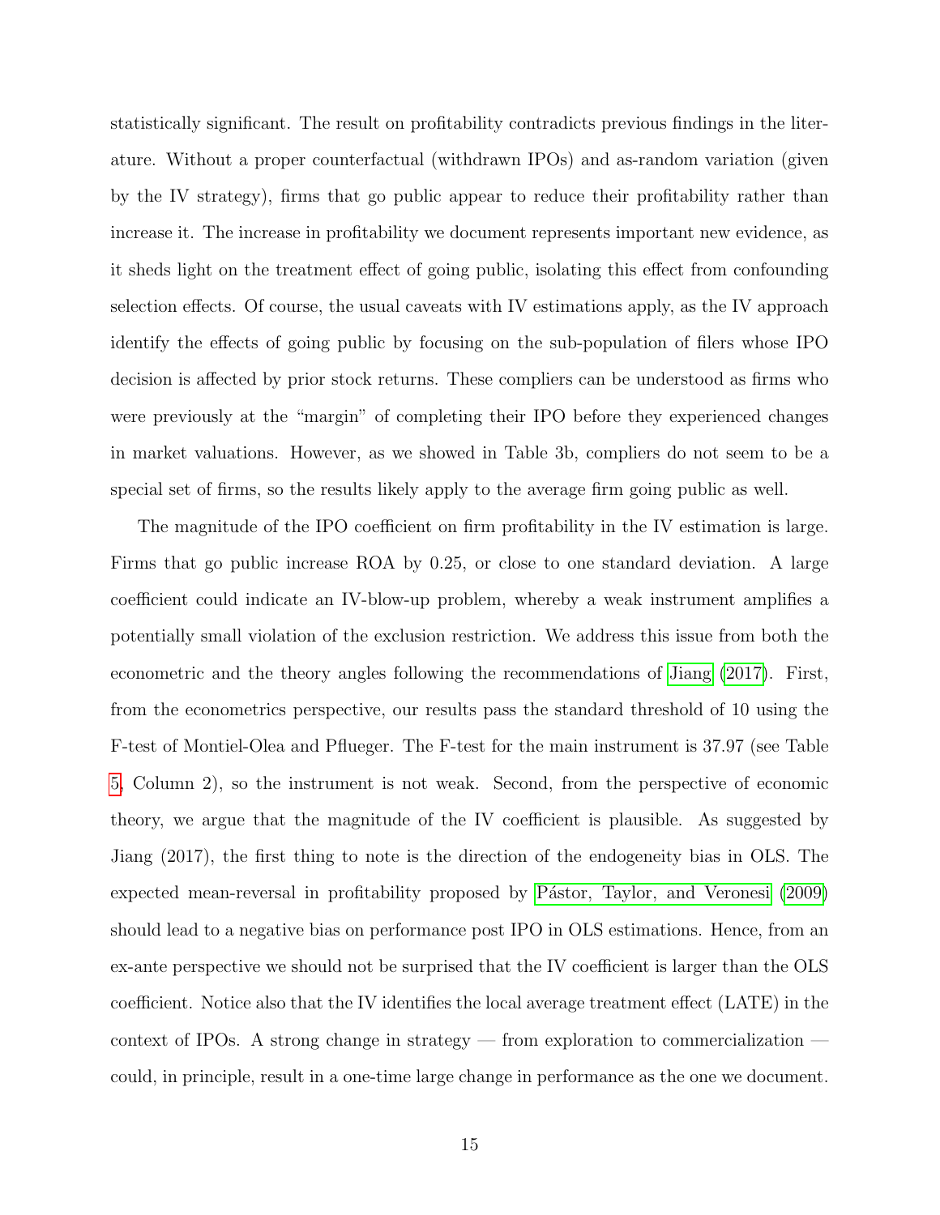statistically significant. The result on profitability contradicts previous findings in the literature. Without a proper counterfactual (withdrawn IPOs) and as-random variation (given by the IV strategy), firms that go public appear to reduce their profitability rather than increase it. The increase in profitability we document represents important new evidence, as it sheds light on the treatment effect of going public, isolating this effect from confounding selection effects. Of course, the usual caveats with IV estimations apply, as the IV approach identify the effects of going public by focusing on the sub-population of filers whose IPO decision is affected by prior stock returns. These compliers can be understood as firms who were previously at the "margin" of completing their IPO before they experienced changes in market valuations. However, as we showed in Table 3b, compliers do not seem to be a special set of firms, so the results likely apply to the average firm going public as well.

The magnitude of the IPO coefficient on firm profitability in the IV estimation is large. Firms that go public increase ROA by 0.25, or close to one standard deviation. A large coefficient could indicate an IV-blow-up problem, whereby a weak instrument amplifies a potentially small violation of the exclusion restriction. We address this issue from both the econometric and the theory angles following the recommendations of Jiang (2017). First, from the econometrics perspective, our results pass the standard threshold of 10 using the F-test of Montiel-Olea and Pflueger. The F-test for the main instrument is 37.97 (see Table 5, Column 2), so the instrument is not weak. Second, from the perspective of economic theory, we argue that the magnitude of the IV coefficient is plausible. As suggested by Jiang (2017), the first thing to note is the direction of the endogeneity bias in OLS. The expected mean-reversal in profitability proposed by Pástor, Taylor, and Veronesi (2009) should lead to a negative bias on performance post IPO in OLS estimations. Hence, from an ex-ante perspective we should not be surprised that the IV coefficient is larger than the OLS coefficient. Notice also that the IV identifies the local average treatment effect (LATE) in the context of IPOs. A strong change in strategy — from exploration to commercialization — could, in principle, result in a one-time large change in performance as the one we document.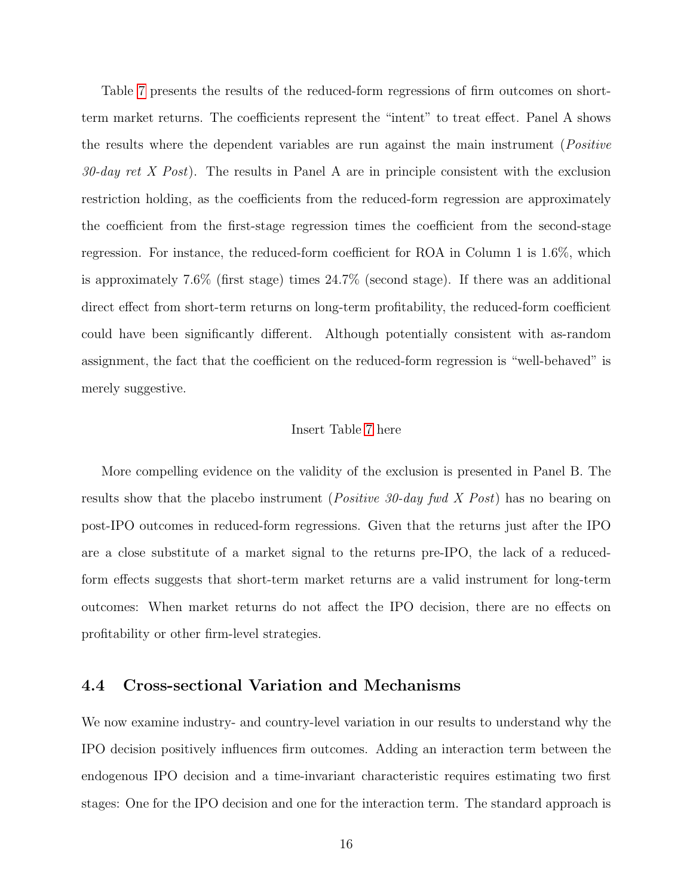Table 7 presents the results of the reduced-form regressions of firm outcomes on short-term market returns. The coefficients represent the "intent" to treat effect. Panel A shows the results where the dependent variables are run against the main instrument (*Positive 30-day ret X Post*). The results in Panel A are in principle consistent with the exclusion restriction holding, as the coefficients from the reduced-form regression are approximately the coefficient from the first-stage regression times the coefficient from the second-stage regression. For instance, the reduced-form coefficient for ROA in Column 1 is 1.6%, which is approximately 7.6% (first stage) times 24.7% (second stage). If there was an additional direct effect from short-term returns on long-term profitability, the reduced-form coefficient could have been significantly different. Although potentially consistent with as-random assignment, the fact that the coefficient on the reduced-form regression is "well-behaved" is merely suggestive.

Insert Table 7 here

More compelling evidence on the validity of the exclusion is presented in Panel B. The results show that the placebo instrument (*Positive 30-day fwd X Post*) has no bearing on post-IPO outcomes in reduced-form regressions. Given that the returns just after the IPO are a close substitute of a market signal to the returns pre-IPO, the lack of a reduced-form effects suggests that short-term market returns are a valid instrument for long-term outcomes: When market returns do not affect the IPO decision, there are no effects on profitability or other firm-level strategies.

## 4.4 Cross-sectional Variation and Mechanisms

We now examine industry- and country-level variation in our results to understand why the IPO decision positively influences firm outcomes. Adding an interaction term between the endogenous IPO decision and a time-invariant characteristic requires estimating two first stages: One for the IPO decision and one for the interaction term. The standard approach is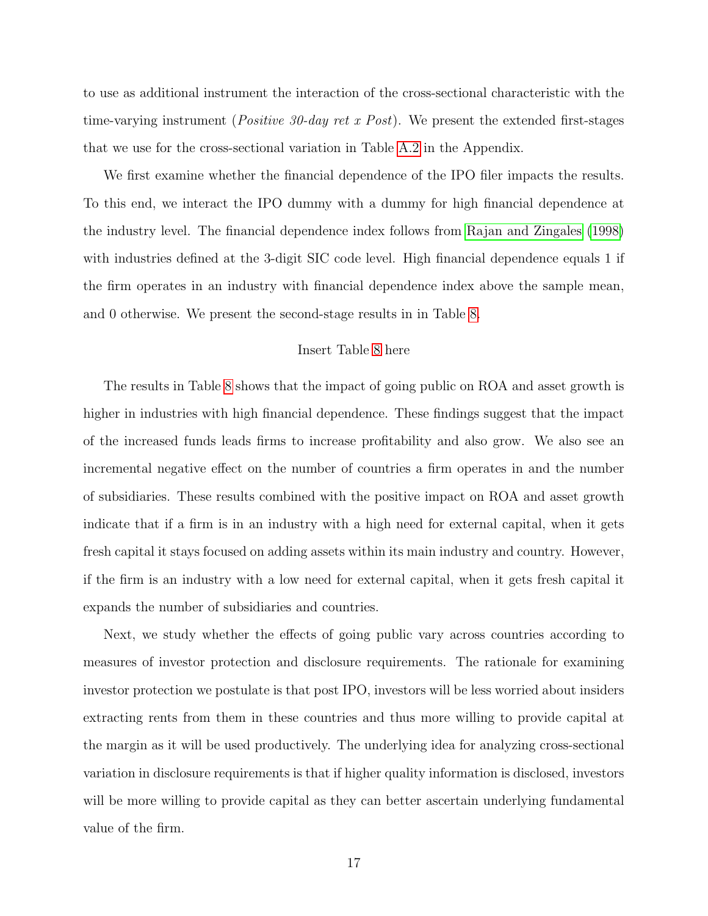to use as additional instrument the interaction of the cross-sectional characteristic with the time-varying instrument (*Positive 30-day ret x Post*). We present the extended first-stages that we use for the cross-sectional variation in Table A.2 in the Appendix.

We first examine whether the financial dependence of the IPO filer impacts the results. To this end, we interact the IPO dummy with a dummy for high financial dependence at the industry level. The financial dependence index follows from Rajan and Zingales (1998) with industries defined at the 3-digit SIC code level. High financial dependence equals 1 if the firm operates in an industry with financial dependence index above the sample mean, and 0 otherwise. We present the second-stage results in in Table 8.

Insert Table 8 here

The results in Table 8 shows that the impact of going public on ROA and asset growth is higher in industries with high financial dependence. These findings suggest that the impact of the increased funds leads firms to increase profitability and also grow. We also see an incremental negative effect on the number of countries a firm operates in and the number of subsidiaries. These results combined with the positive impact on ROA and asset growth indicate that if a firm is in an industry with a high need for external capital, when it gets fresh capital it stays focused on adding assets within its main industry and country. However, if the firm is an industry with a low need for external capital, when it gets fresh capital it expands the number of subsidiaries and countries.

Next, we study whether the effects of going public vary across countries according to measures of investor protection and disclosure requirements. The rationale for examining investor protection we postulate is that post IPO, investors will be less worried about insiders extracting rents from them in these countries and thus more willing to provide capital at the margin as it will be used productively. The underlying idea for analyzing cross-sectional variation in disclosure requirements is that if higher quality information is disclosed, investors will be more willing to provide capital as they can better ascertain underlying fundamental value of the firm.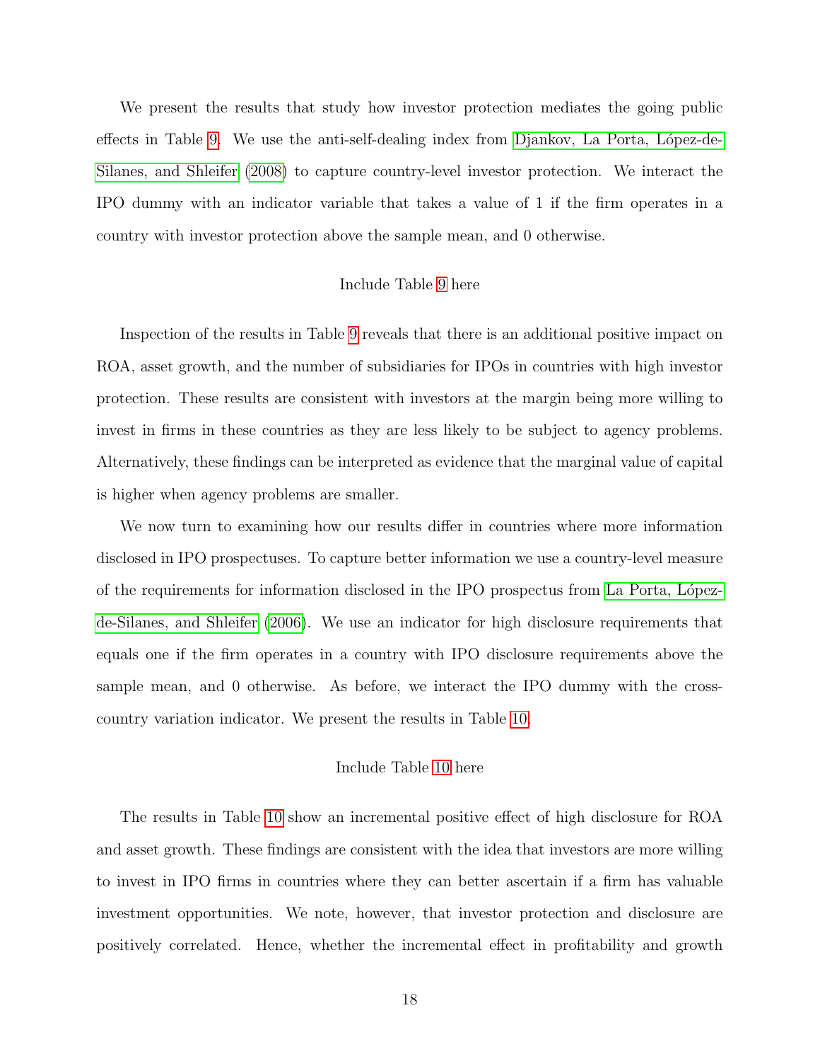We present the results that study how investor protection mediates the going public effects in Table 9. We use the anti-self-dealing index from Djankov, La Porta, López-de-Silanes, and Shleifer (2008) to capture country-level investor protection. We interact the IPO dummy with an indicator variable that takes a value of 1 if the firm operates in a country with investor protection above the sample mean, and 0 otherwise.

Include Table 9 here

Inspection of the results in Table 9 reveals that there is an additional positive impact on ROA, asset growth, and the number of subsidiaries for IPOs in countries with high investor protection. These results are consistent with investors at the margin being more willing to invest in firms in these countries as they are less likely to be subject to agency problems. Alternatively, these findings can be interpreted as evidence that the marginal value of capital is higher when agency problems are smaller.

We now turn to examining how our results differ in countries where more information disclosed in IPO prospectuses. To capture better information we use a country-level measure of the requirements for information disclosed in the IPO prospectus from La Porta, López-de-Silanes, and Shleifer (2006). We use an indicator for high disclosure requirements that equals one if the firm operates in a country with IPO disclosure requirements above the sample mean, and 0 otherwise. As before, we interact the IPO dummy with the cross-country variation indicator. We present the results in Table 10.

Include Table 10 here

The results in Table 10 show an incremental positive effect of high disclosure for ROA and asset growth. These findings are consistent with the idea that investors are more willing to invest in IPO firms in countries where they can better ascertain if a firm has valuable investment opportunities. We note, however, that investor protection and disclosure are positively correlated. Hence, whether the incremental effect in profitability and growth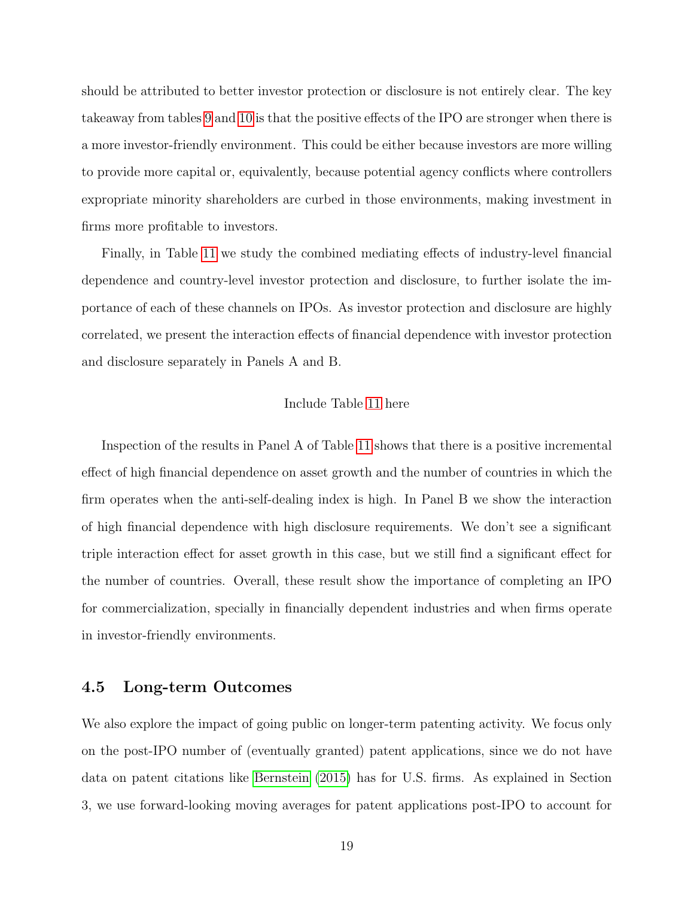should be attributed to better investor protection or disclosure is not entirely clear. The key takeaway from tables 9 and 10 is that the positive effects of the IPO are stronger when there is a more investor-friendly environment. This could be either because investors are more willing to provide more capital or, equivalently, because potential agency conflicts where controllers expropriate minority shareholders are curbed in those environments, making investment in firms more profitable to investors.

Finally, in Table 11 we study the combined mediating effects of industry-level financial dependence and country-level investor protection and disclosure, to further isolate the importance of each of these channels on IPOs. As investor protection and disclosure are highly correlated, we present the interaction effects of financial dependence with investor protection and disclosure separately in Panels A and B.

Include Table 11 here

Inspection of the results in Panel A of Table 11 shows that there is a positive incremental effect of high financial dependence on asset growth and the number of countries in which the firm operates when the anti-self-dealing index is high. In Panel B we show the interaction of high financial dependence with high disclosure requirements. We don't see a significant triple interaction effect for asset growth in this case, but we still find a significant effect for the number of countries. Overall, these result show the importance of completing an IPO for commercialization, specially in financially dependent industries and when firms operate in investor-friendly environments.

## 4.5 Long-term Outcomes

We also explore the impact of going public on longer-term patenting activity. We focus only on the post-IPO number of (eventually granted) patent applications, since we do not have data on patent citations like Bernstein (2015) has for U.S. firms. As explained in Section 3, we use forward-looking moving averages for patent applications post-IPO to account for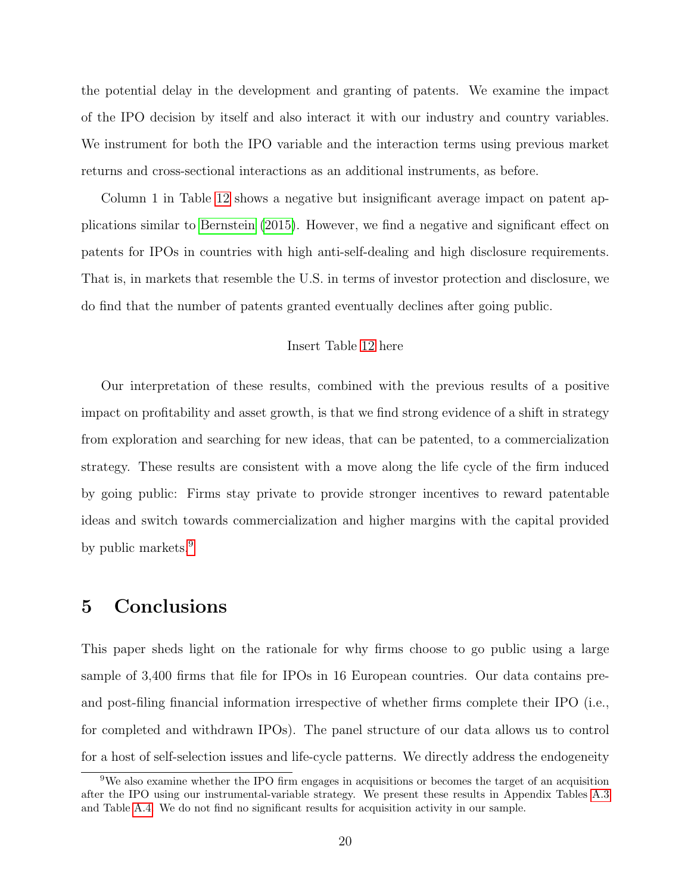the potential delay in the development and granting of patents. We examine the impact of the IPO decision by itself and also interact it with our industry and country variables. We instrument for both the IPO variable and the interaction terms using previous market returns and cross-sectional interactions as an additional instruments, as before.

Column 1 in Table 12 shows a negative but insignificant average impact on patent applications similar to Bernstein (2015). However, we find a negative and significant effect on patents for IPOs in countries with high anti-self-dealing and high disclosure requirements. That is, in markets that resemble the U.S. in terms of investor protection and disclosure, we do find that the number of patents granted eventually declines after going public.

Insert Table 12 here

Our interpretation of these results, combined with the previous results of a positive impact on profitability and asset growth, is that we find strong evidence of a shift in strategy from exploration and searching for new ideas, that can be patented, to a commercialization strategy. These results are consistent with a move along the life cycle of the firm induced by going public: Firms stay private to provide stronger incentives to reward patentable ideas and switch towards commercialization and higher margins with the capital provided by public markets.[9]

# 5 Conclusions

This paper sheds light on the rationale for why firms choose to go public using a large sample of 3,400 firms that file for IPOs in 16 European countries. Our data contains pre- and post-filing financial information irrespective of whether firms complete their IPO (i.e., for completed and withdrawn IPOs). The panel structure of our data allows us to control for a host of self-selection issues and life-cycle patterns. We directly address the endogeneity

[9] We also examine whether the IPO firm engages in acquisitions or becomes the target of an acquisition after the IPO using our instrumental-variable strategy. We present these results in Appendix Tables A.3 and Table A.4. We do not find no significant results for acquisition activity in our sample.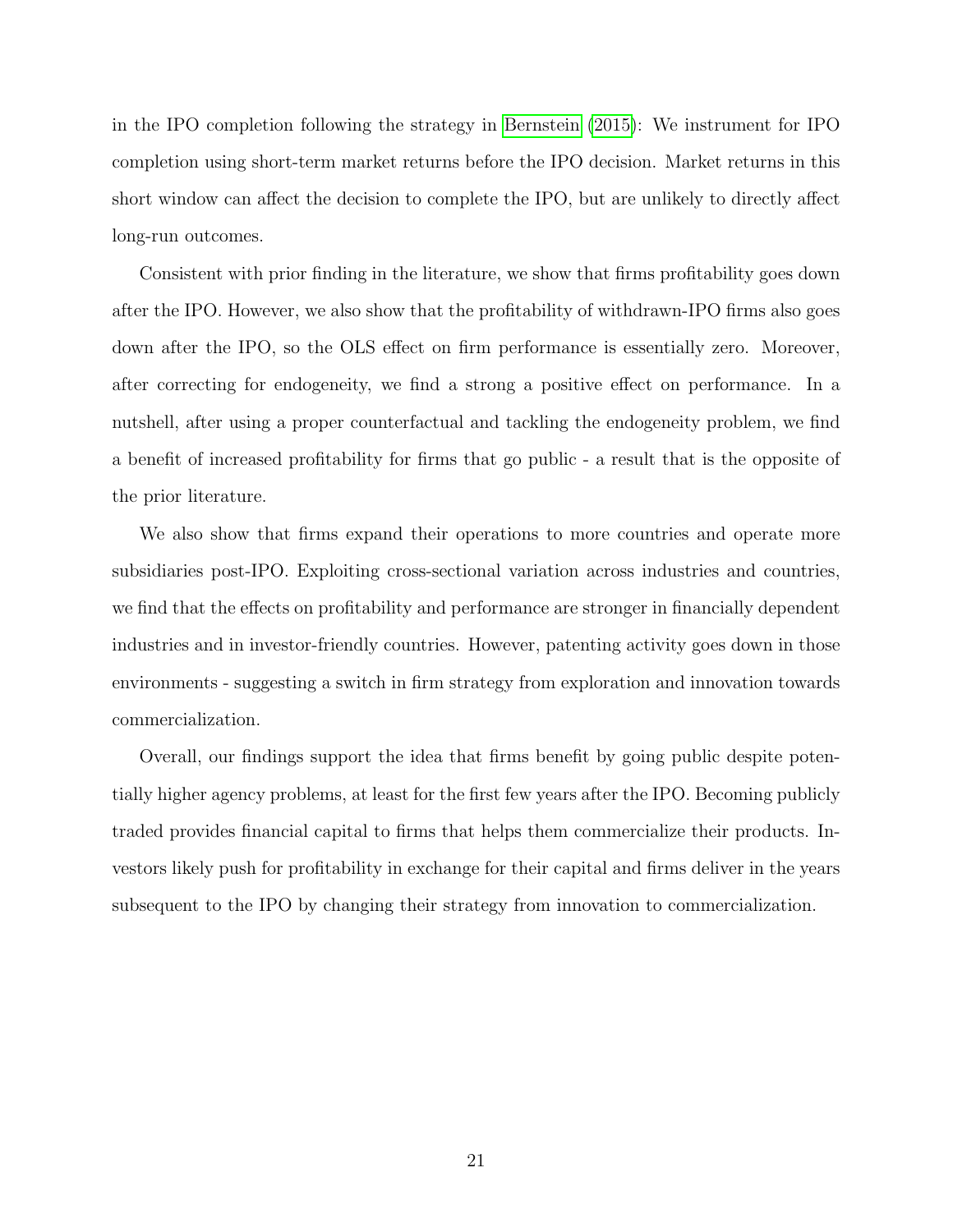in the IPO completion following the strategy in Bernstein (2015): We instrument for IPO completion using short-term market returns before the IPO decision. Market returns in this short window can affect the decision to complete the IPO, but are unlikely to directly affect long-run outcomes.

Consistent with prior finding in the literature, we show that firms profitability goes down after the IPO. However, we also show that the profitability of withdrawn-IPO firms also goes down after the IPO, so the OLS effect on firm performance is essentially zero. Moreover, after correcting for endogeneity, we find a strong a positive effect on performance. In a nutshell, after using a proper counterfactual and tackling the endogeneity problem, we find a benefit of increased profitability for firms that go public - a result that is the opposite of the prior literature.

We also show that firms expand their operations to more countries and operate more subsidiaries post-IPO. Exploiting cross-sectional variation across industries and countries, we find that the effects on profitability and performance are stronger in financially dependent industries and in investor-friendly countries. However, patenting activity goes down in those environments - suggesting a switch in firm strategy from exploration and innovation towards commercialization.

Overall, our findings support the idea that firms benefit by going public despite potentially higher agency problems, at least for the first few years after the IPO. Becoming publicly traded provides financial capital to firms that helps them commercialize their products. Investors likely push for profitability in exchange for their capital and firms deliver in the years subsequent to the IPO by changing their strategy from innovation to commercialization.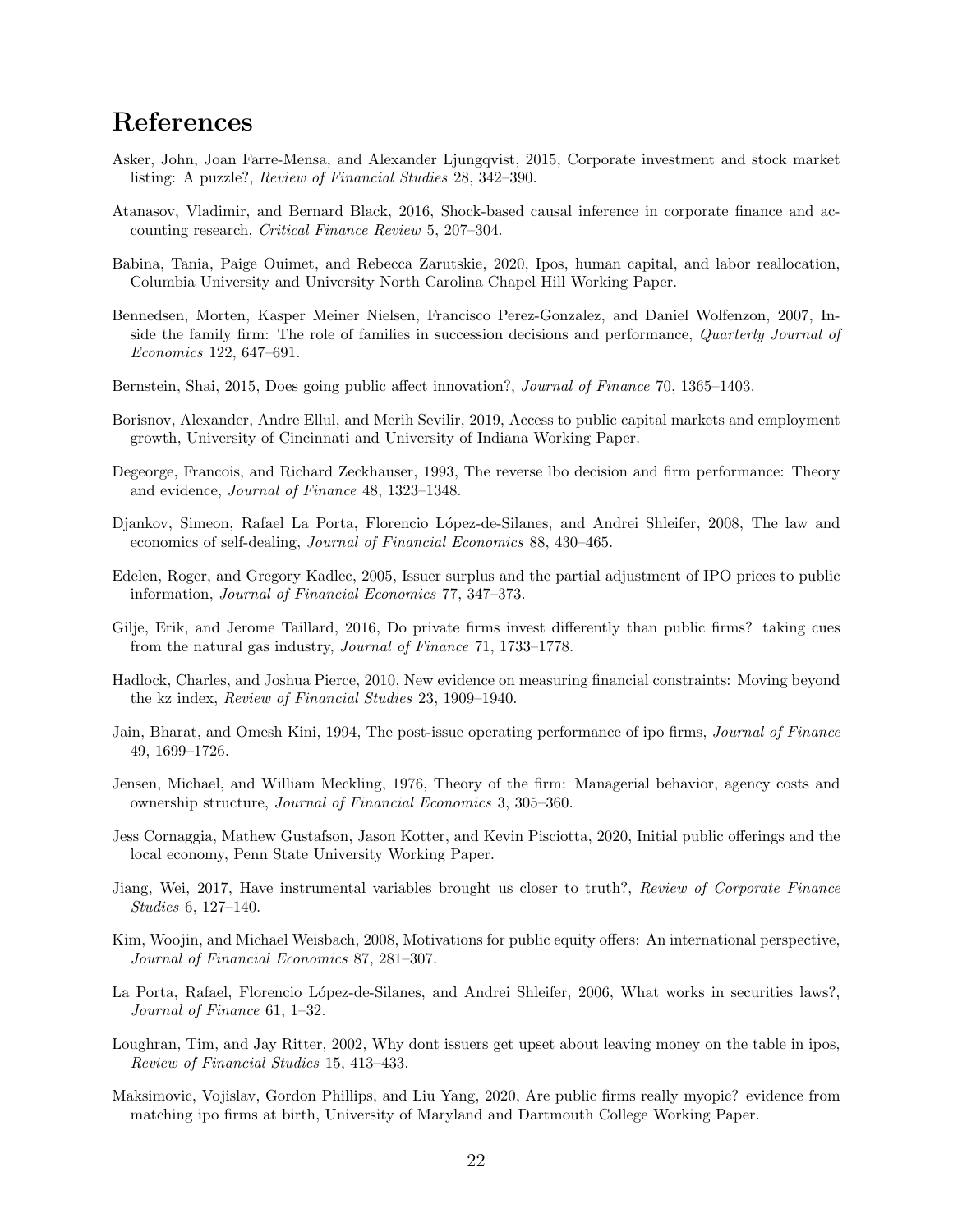# References

Asker, John, Joan Farre-Mensa, and Alexander Ljungqvist, 2015, Corporate investment and stock market listing: A puzzle?, *Review of Financial Studies* 28, 342–390.

Atanasov, Vladimir, and Bernard Black, 2016, Shock-based causal inference in corporate finance and accounting research, *Critical Finance Review* 5, 207–304.

Babina, Tania, Paige Ouimet, and Rebecca Zarutskie, 2020, Ipos, human capital, and labor reallocation, Columbia University and University North Carolina Chapel Hill Working Paper.

Bennedsen, Morten, Kasper Meiner Nielsen, Francisco Perez-Gonzalez, and Daniel Wolfenzon, 2007, Inside the family firm: The role of families in succession decisions and performance, *Quarterly Journal of Economics* 122, 647–691.

Bernstein, Shai, 2015, Does going public affect innovation?, *Journal of Finance* 70, 1365–1403.

Borisnov, Alexander, Andre Ellul, and Merih Sevilir, 2019, Access to public capital markets and employment growth, University of Cincinnati and University of Indiana Working Paper.

Degeorge, Francois, and Richard Zeckhauser, 1993, The reverse lbo decision and firm performance: Theory and evidence, *Journal of Finance* 48, 1323–1348.

Djankov, Simeon, Rafael La Porta, Florencio López-de-Silanes, and Andrei Shleifer, 2008, The law and economics of self-dealing, *Journal of Financial Economics* 88, 430–465.

Edelen, Roger, and Gregory Kadlec, 2005, Issuer surplus and the partial adjustment of IPO prices to public information, *Journal of Financial Economics* 77, 347–373.

Gilje, Erik, and Jerome Taillard, 2016, Do private firms invest differently than public firms? taking cues from the natural gas industry, *Journal of Finance* 71, 1733–1778.

Hadlock, Charles, and Joshua Pierce, 2010, New evidence on measuring financial constraints: Moving beyond the kz index, *Review of Financial Studies* 23, 1909–1940.

Jain, Bharat, and Omesh Kini, 1994, The post-issue operating performance of ipo firms, *Journal of Finance* 49, 1699–1726.

Jensen, Michael, and William Meckling, 1976, Theory of the firm: Managerial behavior, agency costs and ownership structure, *Journal of Financial Economics* 3, 305–360.

Jess Cornaggia, Mathew Gustafson, Jason Kotter, and Kevin Pisciotta, 2020, Initial public offerings and the local economy, Penn State University Working Paper.

Jiang, Wei, 2017, Have instrumental variables brought us closer to truth?, *Review of Corporate Finance Studies* 6, 127–140.

Kim, Woojin, and Michael Weisbach, 2008, Motivations for public equity offers: An international perspective, *Journal of Financial Economics* 87, 281–307.

La Porta, Rafael, Florencio López-de-Silanes, and Andrei Shleifer, 2006, What works in securities laws?, *Journal of Finance* 61, 1–32.

Loughran, Tim, and Jay Ritter, 2002, Why dont issuers get upset about leaving money on the table in ipos, *Review of Financial Studies* 15, 413–433.

Maksimovic, Vojislav, Gordon Phillips, and Liu Yang, 2020, Are public firms really myopic? evidence from matching ipo firms at birth, University of Maryland and Dartmouth College Working Paper.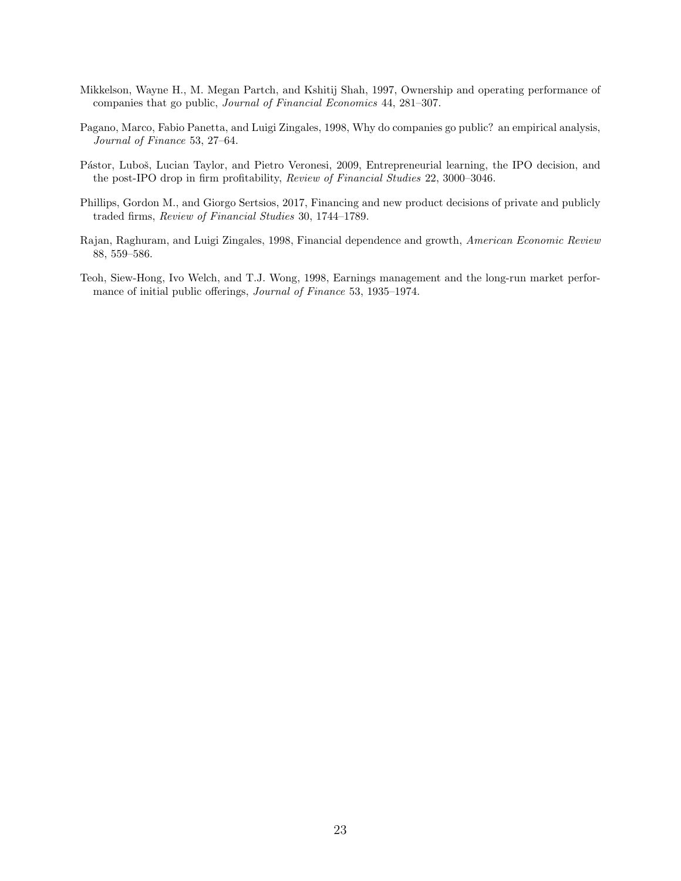Mikkelson, Wayne H., M. Megan Partch, and Kshitij Shah, 1997, Ownership and operating performance of companies that go public, *Journal of Financial Economics* 44, 281–307.

Pagano, Marco, Fabio Panetta, and Luigi Zingales, 1998, Why do companies go public? an empirical analysis, *Journal of Finance* 53, 27–64.

Pástor, Luboš, Lucian Taylor, and Pietro Veronesi, 2009, Entrepreneurial learning, the IPO decision, and the post-IPO drop in firm profitability, *Review of Financial Studies* 22, 3000–3046.

Phillips, Gordon M., and Giorgo Sertsios, 2017, Financing and new product decisions of private and publicly traded firms, *Review of Financial Studies* 30, 1744–1789.

Rajan, Raghuram, and Luigi Zingales, 1998, Financial dependence and growth, *American Economic Review* 88, 559–586.

Teoh, Siew-Hong, Ivo Welch, and T.J. Wong, 1998, Earnings management and the long-run market performance of initial public offerings, *Journal of Finance* 53, 1935–1974.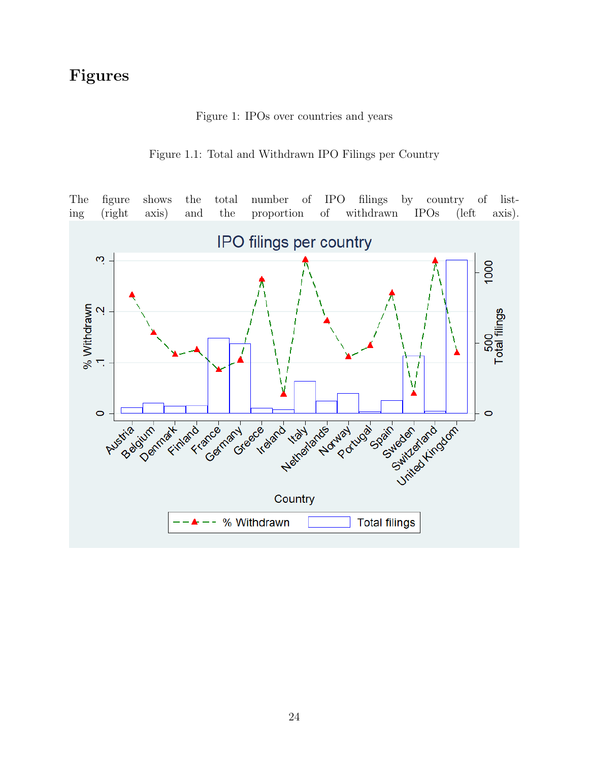# Figures

Figure 1: IPOs over countries and years

Figure 1.1: Total and Withdrawn IPO Filings per Country

The figure shows the total number of IPO filings by country of listing (right axis) and the proportion of withdrawn IPOs (left axis).

IPO filings per country

% Withdrawn

0
.1
.2
.3

Total filings

0
500
1000

Austria
Belgium
Denmark
Finland
France
Germany
Greece
Ireland
Italy
Netherlands
Norway
Portugal
Spain
Sweden
Switzerland
United Kingdom

Country

% Withdrawn
Total filings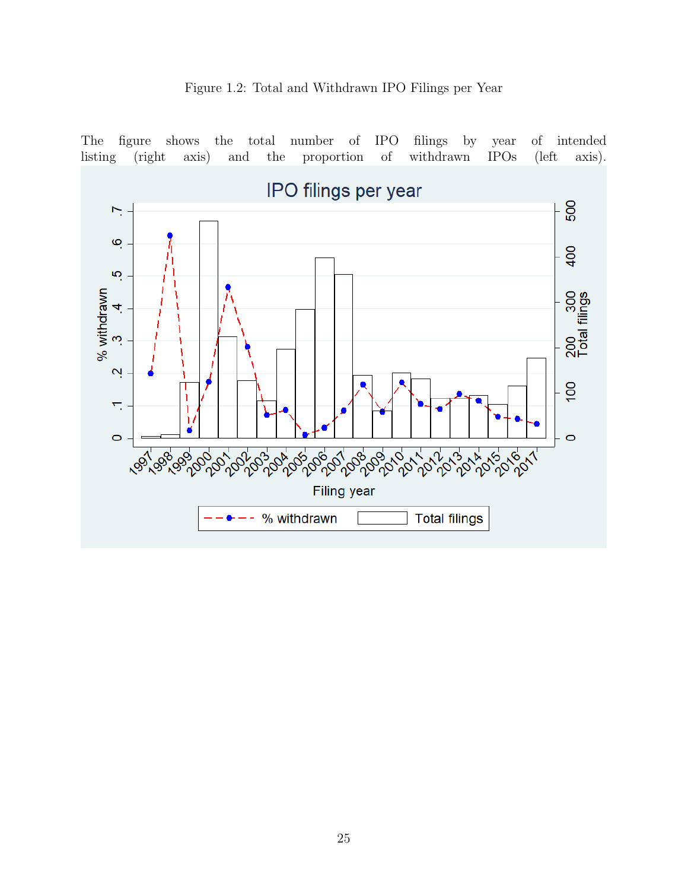Figure 1.2: Total and Withdrawn IPO Filings per Year

The figure shows the total number of IPO filings by year of intended listing (right axis) and the proportion of withdrawn IPOs (left axis).

IPO filings per year

% withdrawn

0
.1
.2
.3
.4
.5
.6
.7

Total filings

0
100
200
300
400
500

Filing year

1997
1998
1999
2000
2001
2002
2003
2004
2005
2006
2007
2008
2009
2010
2011
2012
2013
2014
2015
2016
2017

% withdrawn
Total filings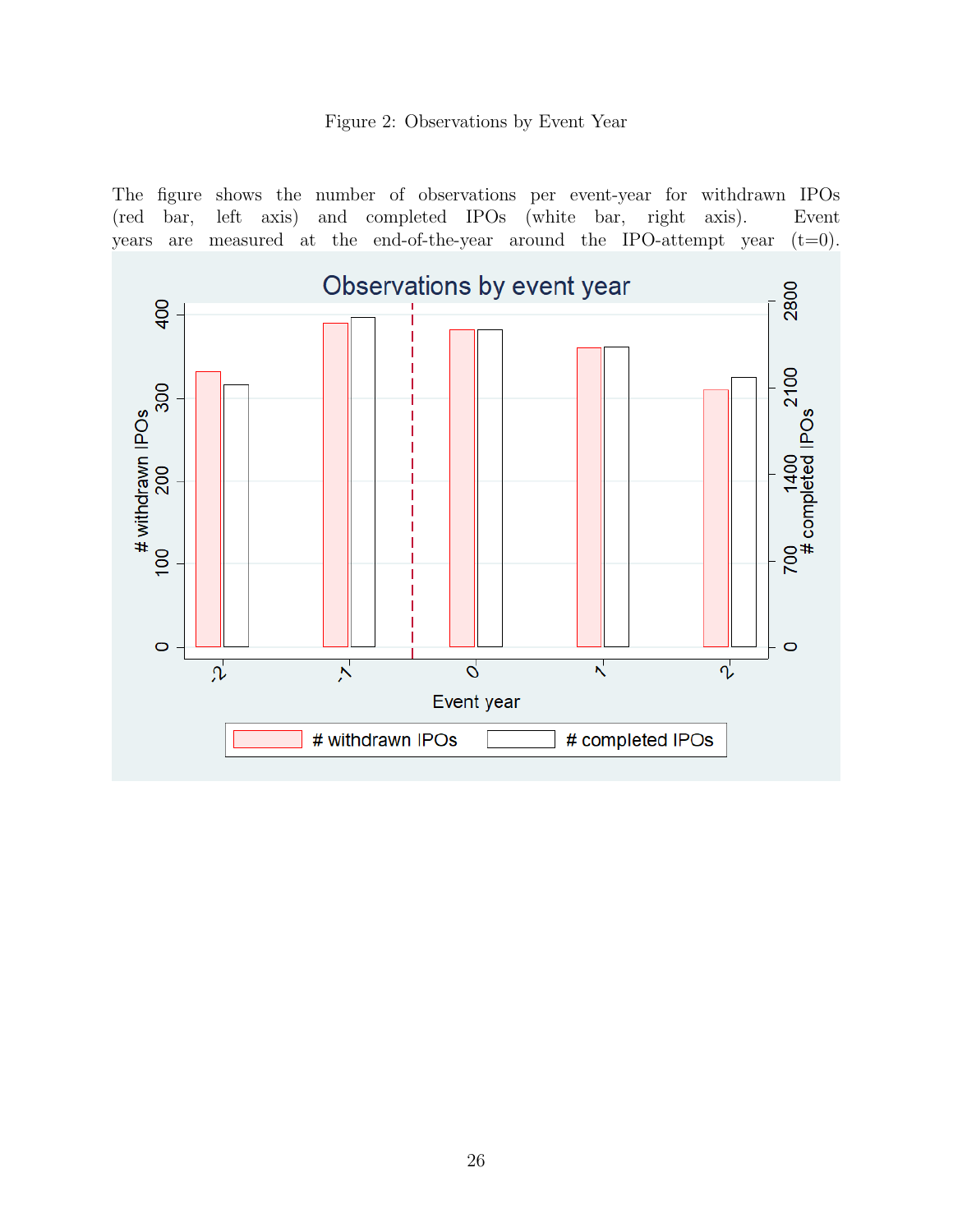Figure 2: Observations by Event Year

The figure shows the number of observations per event-year for withdrawn IPOs (red bar, left axis) and completed IPOs (white bar, right axis). Event years are measured at the end-of-the-year around the IPO-attempt year (t=0).

Observations by event year

# withdrawn IPOs

0
100
200
300
400

# completed IPOs

0
700
1400
2100
2800

-2
-1
0
1
2

Event year

# withdrawn IPOs
# completed IPOs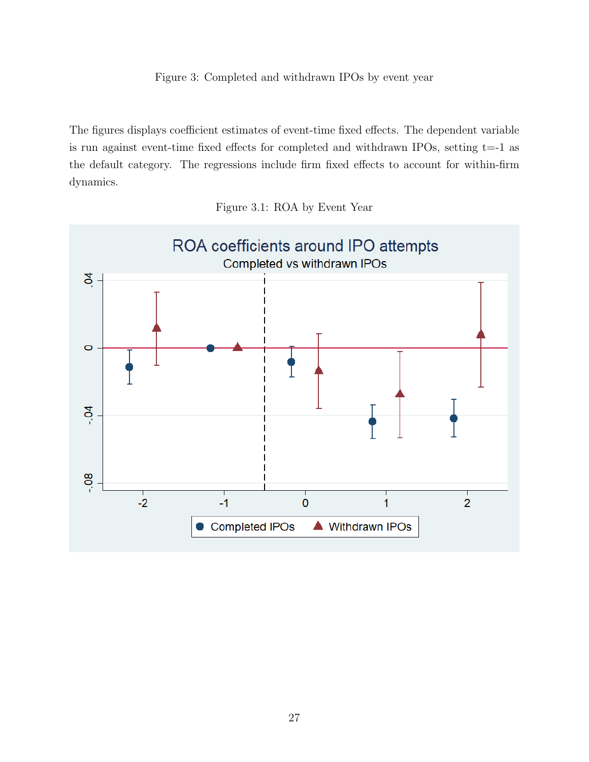Figure 3: Completed and withdrawn IPOs by event year

The figures displays coefficient estimates of event-time fixed effects. The dependent variable is run against event-time fixed effects for completed and withdrawn IPOs, setting t=-1 as the default category. The regressions include firm fixed effects to account for within-firm dynamics.

Figure 3.1: ROA by Event Year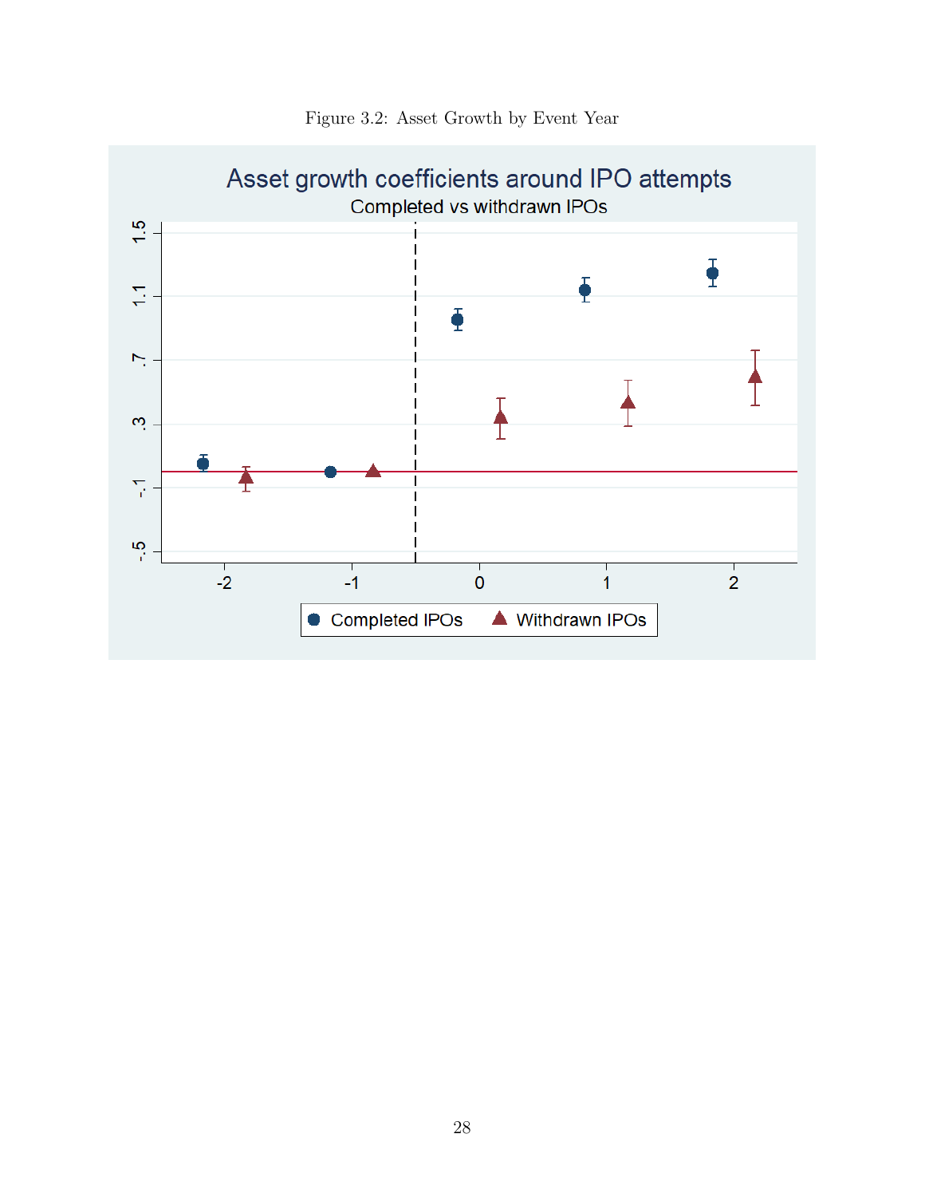Figure 3.2: Asset Growth by Event Year

Asset growth coefficients around IPO attempts

Completed vs withdrawn IPOs

1.5
1.1
.7
.3
-.1
-.5

-2
-1
0
1
2

Completed IPOs
Withdrawn IPOs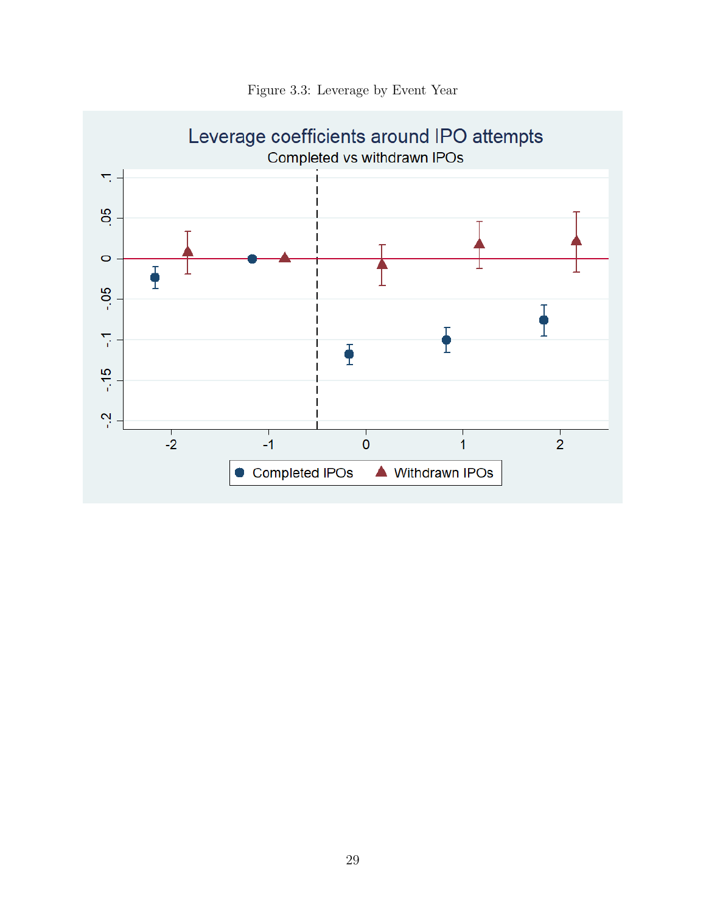Figure 3.3: Leverage by Event Year

Leverage coefficients around IPO attempts

Completed vs withdrawn IPOs

.1
.05
0
-.05
-.1
-.15
-.2

-2
-1
0
1
2

Completed IPOs
Withdrawn IPOs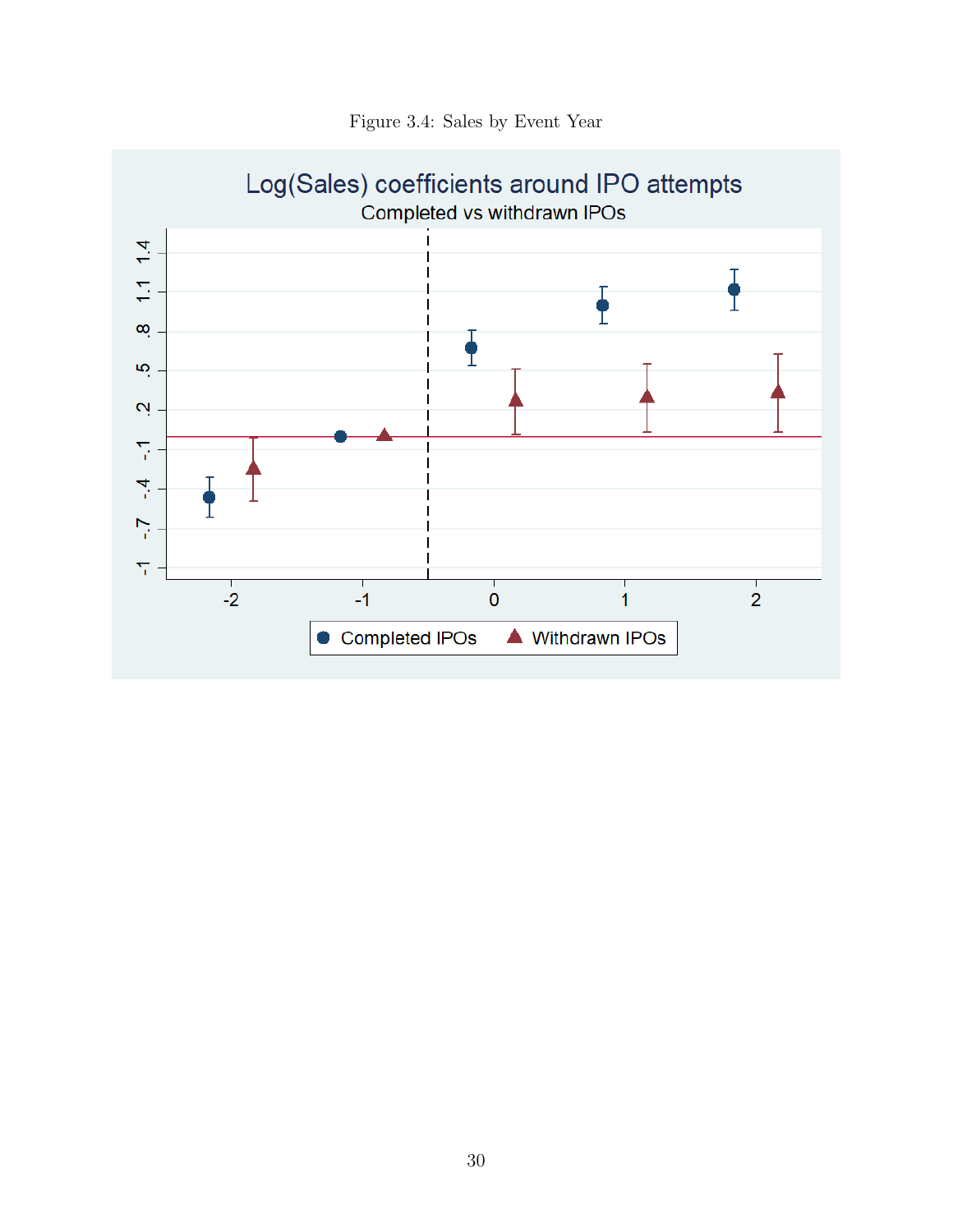Figure 3.4: Sales by Event Year

Log(Sales) coefficients around IPO attempts

Completed vs withdrawn IPOs

1.4
1.1
.8
.5
.2
-.1
-.4
-.7
-1

-2
-1
0
1
2

Completed IPOs
Withdrawn IPOs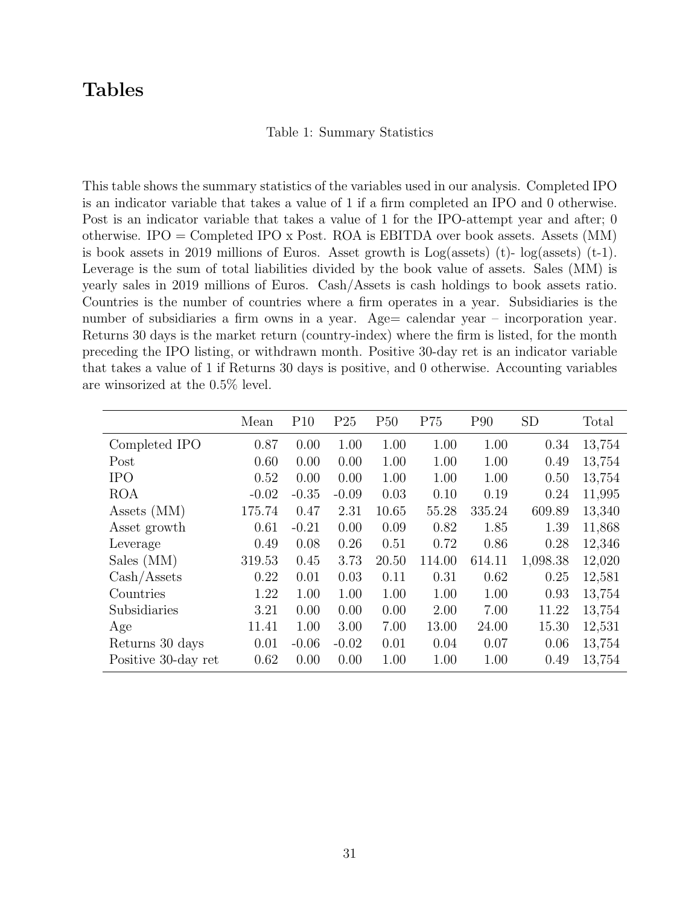# Tables

Table 1: Summary Statistics

This table shows the summary statistics of the variables used in our analysis. Completed IPO is an indicator variable that takes a value of 1 if a firm completed an IPO and 0 otherwise. Post is an indicator variable that takes a value of 1 for the IPO-attempt year and after; 0 otherwise. IPO = Completed IPO x Post. ROA is EBITDA over book assets. Assets (MM) is book assets in 2019 millions of Euros. Asset growth is Log(assets) (t)- log(assets) (t-1). Leverage is the sum of total liabilities divided by the book value of assets. Sales (MM) is yearly sales in 2019 millions of Euros. Cash/Assets is cash holdings to book assets ratio. Countries is the number of countries where a firm operates in a year. Subsidiaries is the number of subsidiaries a firm owns in a year. Age= calendar year – incorporation year. Returns 30 days is the market return (country-index) where the firm is listed, for the month preceding the IPO listing, or withdrawn month. Positive 30-day ret is an indicator variable that takes a value of 1 if Returns 30 days is positive, and 0 otherwise. Accounting variables are winsorized at the 0.5% level.

| | Mean | P10 | P25 | P50 | P75 | P90 | SD | Total |
|---|---|---|---|---|---|---|---|---|
| Completed IPO | 0.87 | 0.00 | 1.00 | 1.00 | 1.00 | 1.00 | 0.34 | 13,754 |
| Post | 0.60 | 0.00 | 0.00 | 1.00 | 1.00 | 1.00 | 0.49 | 13,754 |
| IPO | 0.52 | 0.00 | 0.00 | 1.00 | 1.00 | 1.00 | 0.50 | 13,754 |
| ROA | -0.02 | -0.35 | -0.09 | 0.03 | 0.10 | 0.19 | 0.24 | 11,995 |
| Assets (MM) | 175.74 | 0.47 | 2.31 | 10.65 | 55.28 | 335.24 | 609.89 | 13,340 |
| Asset growth | 0.61 | -0.21 | 0.00 | 0.09 | 0.82 | 1.85 | 1.39 | 11,868 |
| Leverage | 0.49 | 0.08 | 0.26 | 0.51 | 0.72 | 0.86 | 0.28 | 12,346 |
| Sales (MM) | 319.53 | 0.45 | 3.73 | 20.50 | 114.00 | 614.11 | 1,098.38 | 12,020 |
| Cash/Assets | 0.22 | 0.01 | 0.03 | 0.11 | 0.31 | 0.62 | 0.25 | 12,581 |
| Countries | 1.22 | 1.00 | 1.00 | 1.00 | 1.00 | 1.00 | 0.93 | 13,754 |
| Subsidiaries | 3.21 | 0.00 | 0.00 | 0.00 | 2.00 | 7.00 | 11.22 | 13,754 |
| Age | 11.41 | 1.00 | 3.00 | 7.00 | 13.00 | 24.00 | 15.30 | 12,531 |
| Returns 30 days | 0.01 | -0.06 | -0.02 | 0.01 | 0.04 | 0.07 | 0.06 | 13,754 |
| Positive 30-day ret | 0.62 | 0.00 | 0.00 | 1.00 | 1.00 | 1.00 | 0.49 | 13,754 |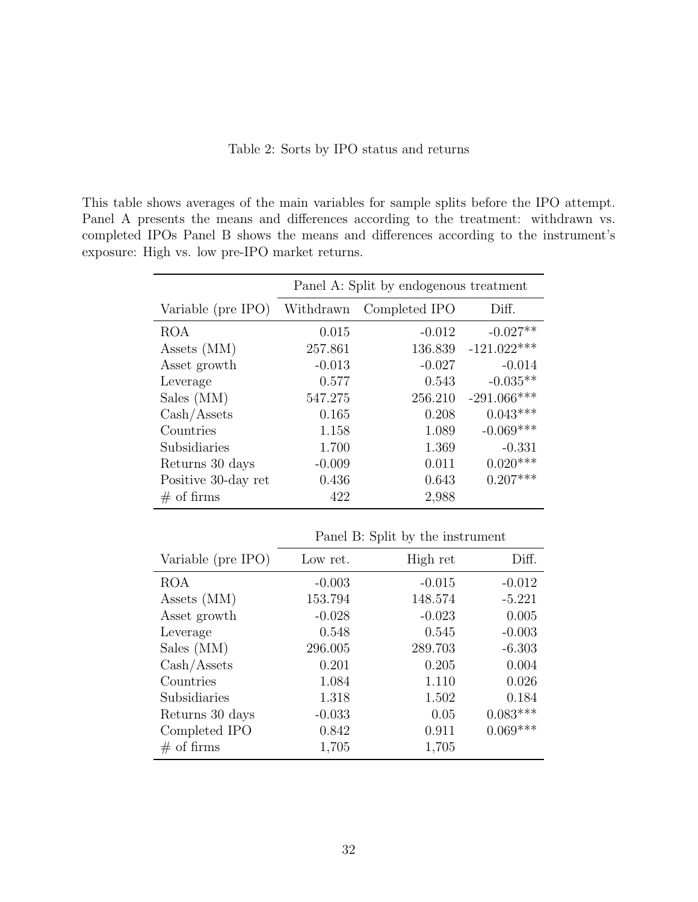Table 2: Sorts by IPO status and returns

This table shows averages of the main variables for sample splits before the IPO attempt. Panel A presents the means and differences according to the treatment: withdrawn vs. completed IPOs Panel B shows the means and differences according to the instrument's exposure: High vs. low pre-IPO market returns.

| | Panel A: Split by endogenous treatment | | |
|---|---|---|---|
| Variable (pre IPO) | Withdrawn | Completed IPO | Diff. |
| ROA | 0.015 | -0.012 | -0.027** |
| Assets (MM) | 257.861 | 136.839 | -121.022*** |
| Asset growth | -0.013 | -0.027 | -0.014 |
| Leverage | 0.577 | 0.543 | -0.035** |
| Sales (MM) | 547.275 | 256.210 | -291.066*** |
| Cash/Assets | 0.165 | 0.208 | 0.043*** |
| Countries | 1.158 | 1.089 | -0.069*** |
| Subsidiaries | 1.700 | 1.369 | -0.331 |
| Returns 30 days | -0.009 | 0.011 | 0.020*** |
| Positive 30-day ret | 0.436 | 0.643 | 0.207*** |
| # of firms | 422 | 2,988 | |

| | Panel B: Split by the instrument | | |
|---|---|---|---|
| Variable (pre IPO) | Low ret. | High ret | Diff. |
| ROA | -0.003 | -0.015 | -0.012 |
| Assets (MM) | 153.794 | 148.574 | -5.221 |
| Asset growth | -0.028 | -0.023 | 0.005 |
| Leverage | 0.548 | 0.545 | -0.003 |
| Sales (MM) | 296.005 | 289.703 | -6.303 |
| Cash/Assets | 0.201 | 0.205 | 0.004 |
| Countries | 1.084 | 1.110 | 0.026 |
| Subsidiaries | 1.318 | 1.502 | 0.184 |
| Returns 30 days | -0.033 | 0.05 | 0.083*** |
| Completed IPO | 0.842 | 0.911 | 0.069*** |
| # of firms | 1,705 | 1,705 | |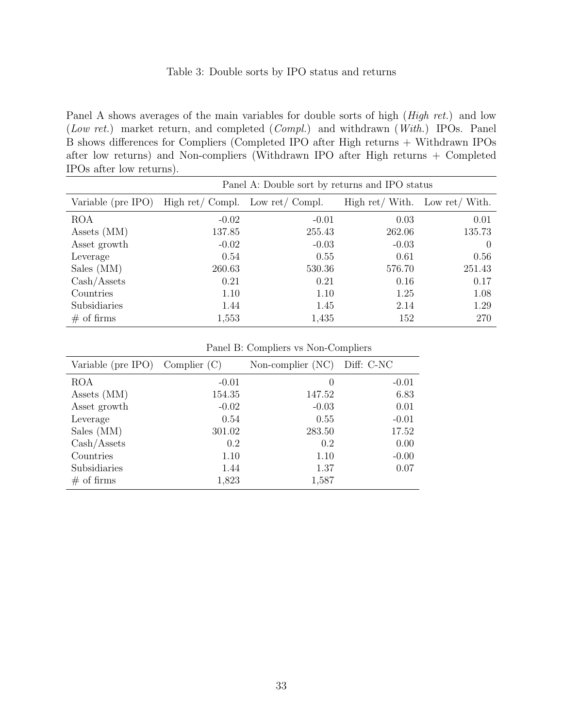Table 3: Double sorts by IPO status and returns

Panel A shows averages of the main variables for double sorts of high (*High ret.*) and low (*Low ret.*) market return, and completed (*Compl.*) and withdrawn (*With.*) IPOs. Panel B shows differences for Compliers (Completed IPO after High returns + Withdrawn IPOs after low returns) and Non-compliers (Withdrawn IPO after High returns + Completed IPOs after low returns).

| Panel A: Double sort by returns and IPO status | | | | |
|---|---|---|---|---|
| Variable (pre IPO) | High ret/ Compl. | Low ret/ Compl. | High ret/ With. | Low ret/ With. |
| ROA | -0.02 | -0.01 | 0.03 | 0.01 |
| Assets (MM) | 137.85 | 255.43 | 262.06 | 135.73 |
| Asset growth | -0.02 | -0.03 | -0.03 | 0 |
| Leverage | 0.54 | 0.55 | 0.61 | 0.56 |
| Sales (MM) | 260.63 | 530.36 | 576.70 | 251.43 |
| Cash/Assets | 0.21 | 0.21 | 0.16 | 0.17 |
| Countries | 1.10 | 1.10 | 1.25 | 1.08 |
| Subsidiaries | 1.44 | 1.45 | 2.14 | 1.29 |
| # of firms | 1,553 | 1,435 | 152 | 270 |

Panel B: Compliers vs Non-Compliers

| Variable (pre IPO) | Complier (C) | Non-complier (NC) | Diff: C-NC |
|---|---|---|---|
| ROA | -0.01 | 0 | -0.01 |
| Assets (MM) | 154.35 | 147.52 | 6.83 |
| Asset growth | -0.02 | -0.03 | 0.01 |
| Leverage | 0.54 | 0.55 | -0.01 |
| Sales (MM) | 301.02 | 283.50 | 17.52 |
| Cash/Assets | 0.2 | 0.2 | 0.00 |
| Countries | 1.10 | 1.10 | -0.00 |
| Subsidiaries | 1.44 | 1.37 | 0.07 |
| # of firms | 1,823 | 1,587 | |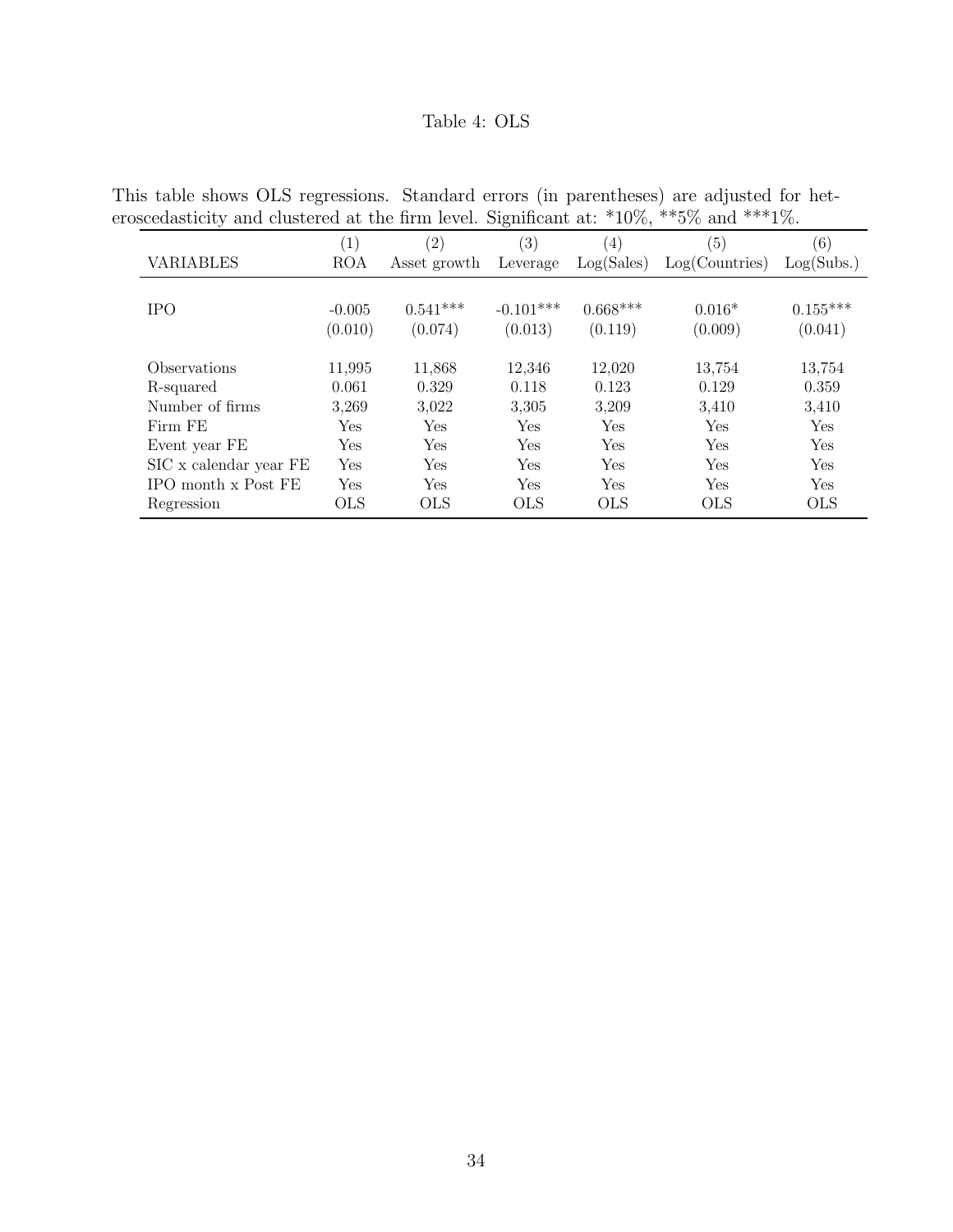Table 4: OLS

This table shows OLS regressions. Standard errors (in parentheses) are adjusted for heteroscedasticity and clustered at the firm level. Significant at: *10%, **5% and ***1%.

| VARIABLES | (1) ROA | (2) Asset growth | (3) Leverage | (4) Log(Sales) | (5) Log(Countries) | (6) Log(Subs.) |
|---|---|---|---|---|---|---|
| IPO | -0.005 | 0.541*** | -0.101*** | 0.668*** | 0.016* | 0.155*** |
| | (0.010) | (0.074) | (0.013) | (0.119) | (0.009) | (0.041) |
| Observations | 11,995 | 11,868 | 12,346 | 12,020 | 13,754 | 13,754 |
| R-squared | 0.061 | 0.329 | 0.118 | 0.123 | 0.129 | 0.359 |
| Number of firms | 3,269 | 3,022 | 3,305 | 3,209 | 3,410 | 3,410 |
| Firm FE | Yes | Yes | Yes | Yes | Yes | Yes |
| Event year FE | Yes | Yes | Yes | Yes | Yes | Yes |
| SIC x calendar year FE | Yes | Yes | Yes | Yes | Yes | Yes |
| IPO month x Post FE | Yes | Yes | Yes | Yes | Yes | Yes |
| Regression | OLS | OLS | OLS | OLS | OLS | OLS |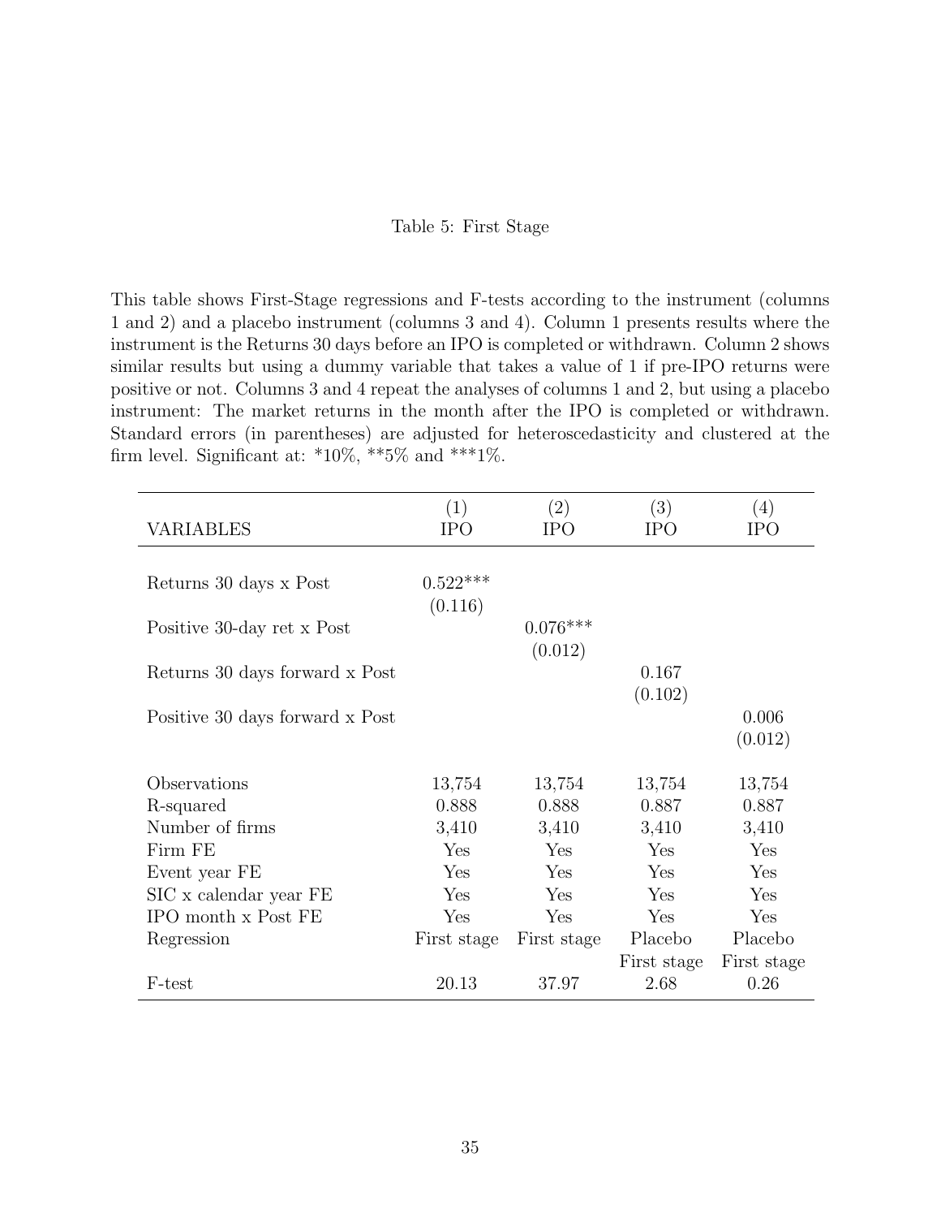Table 5: First Stage

This table shows First-Stage regressions and F-tests according to the instrument (columns 1 and 2) and a placebo instrument (columns 3 and 4). Column 1 presents results where the instrument is the Returns 30 days before an IPO is completed or withdrawn. Column 2 shows similar results but using a dummy variable that takes a value of 1 if pre-IPO returns were positive or not. Columns 3 and 4 repeat the analyses of columns 1 and 2, but using a placebo instrument: The market returns in the month after the IPO is completed or withdrawn. Standard errors (in parentheses) are adjusted for heteroscedasticity and clustered at the firm level. Significant at: *10%, **5% and ***1%.

| VARIABLES | (1) IPO | (2) IPO | (3) IPO | (4) IPO |
|---|---|---|---|---|
| Returns 30 days x Post | 0.522*** | | | |
| | (0.116) | | | |
| Positive 30-day ret x Post | | 0.076*** | | |
| | | (0.012) | | |
| Returns 30 days forward x Post | | | 0.167 | |
| | | | (0.102) | |
| Positive 30 days forward x Post | | | | 0.006 |
| | | | | (0.012) |
| Observations | 13,754 | 13,754 | 13,754 | 13,754 |
| R-squared | 0.888 | 0.888 | 0.887 | 0.887 |
| Number of firms | 3,410 | 3,410 | 3,410 | 3,410 |
| Firm FE | Yes | Yes | Yes | Yes |
| Event year FE | Yes | Yes | Yes | Yes |
| SIC x calendar year FE | Yes | Yes | Yes | Yes |
| IPO month x Post FE | Yes | Yes | Yes | Yes |
| Regression | First stage | First stage | Placebo First stage | Placebo First stage |
| F-test | 20.13 | 37.97 | 2.68 | 0.26 |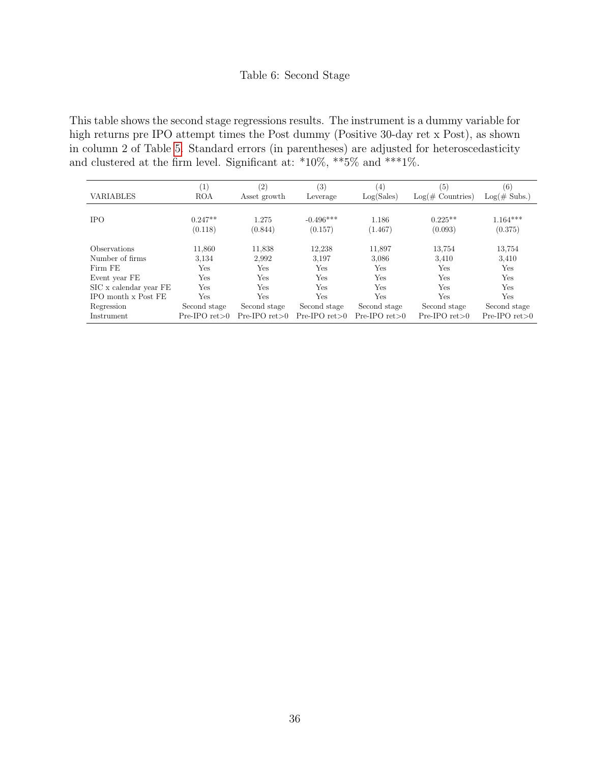Table 6: Second Stage

This table shows the second stage regressions results. The instrument is a dummy variable for high returns pre IPO attempt times the Post dummy (Positive 30-day ret x Post), as shown in column 2 of Table 5. Standard errors (in parentheses) are adjusted for heteroscedasticity and clustered at the firm level. Significant at: *10%, **5% and ***1%.

| VARIABLES | (1)<br>ROA | (2)<br>Asset growth | (3)<br>Leverage | (4)<br>Log(Sales) | (5)<br>Log(# Countries) | (6)<br>Log(# Subs.) |
|---|---|---|---|---|---|---|
| IPO | 0.247** | 1.275 | -0.496*** | 1.186 | 0.225** | 1.164*** |
| | (0.118) | (0.844) | (0.157) | (1.467) | (0.093) | (0.375) |
| Observations | 11,860 | 11,838 | 12,238 | 11,897 | 13,754 | 13,754 |
| Number of firms | 3,134 | 2,992 | 3,197 | 3,086 | 3,410 | 3,410 |
| Firm FE | Yes | Yes | Yes | Yes | Yes | Yes |
| Event year FE | Yes | Yes | Yes | Yes | Yes | Yes |
| SIC x calendar year FE | Yes | Yes | Yes | Yes | Yes | Yes |
| IPO month x Post FE | Yes | Yes | Yes | Yes | Yes | Yes |
| Regression | Second stage | Second stage | Second stage | Second stage | Second stage | Second stage |
| Instrument | Pre-IPO ret>0 | Pre-IPO ret>0 | Pre-IPO ret>0 | Pre-IPO ret>0 | Pre-IPO ret>0 | Pre-IPO ret>0 |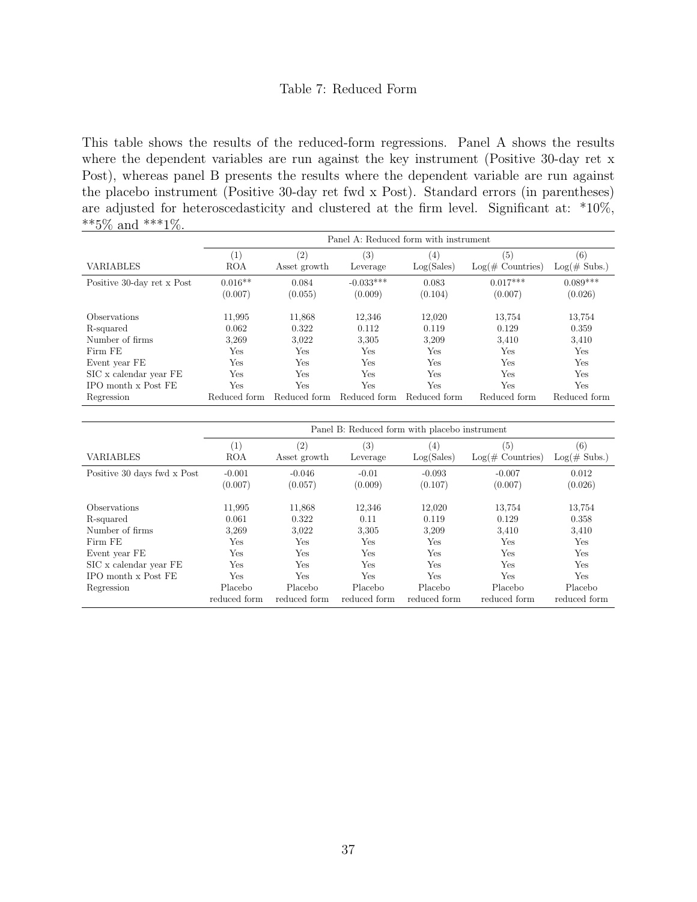Table 7: Reduced Form

This table shows the results of the reduced-form regressions. Panel A shows the results where the dependent variables are run against the key instrument (Positive 30-day ret x Post), whereas panel B presents the results where the dependent variable are run against the placebo instrument (Positive 30-day ret fwd x Post). Standard errors (in parentheses) are adjusted for heteroscedasticity and clustered at the firm level. Significant at: *10%, **5% and ***1%.

| | Panel A: Reduced form with instrument | | | | | |
|---|---|---|---|---|---|---|
| | (1) | (2) | (3) | (4) | (5) | (6) |
| VARIABLES | ROA | Asset growth | Leverage | Log(Sales) | Log(# Countries) | Log(# Subs.) |
| Positive 30-day ret x Post | 0.016** | 0.084 | -0.033*** | 0.083 | 0.017*** | 0.089*** |
| | (0.007) | (0.055) | (0.009) | (0.104) | (0.007) | (0.026) |
| Observations | 11,995 | 11,868 | 12,346 | 12,020 | 13,754 | 13,754 |
| R-squared | 0.062 | 0.322 | 0.112 | 0.119 | 0.129 | 0.359 |
| Number of firms | 3,269 | 3,022 | 3,305 | 3,209 | 3,410 | 3,410 |
| Firm FE | Yes | Yes | Yes | Yes | Yes | Yes |
| Event year FE | Yes | Yes | Yes | Yes | Yes | Yes |
| SIC x calendar year FE | Yes | Yes | Yes | Yes | Yes | Yes |
| IPO month x Post FE | Yes | Yes | Yes | Yes | Yes | Yes |
| Regression | Reduced form | Reduced form | Reduced form | Reduced form | Reduced form | Reduced form |

| | Panel B: Reduced form with placebo instrument | | | | | |
|---|---|---|---|---|---|---|
| | (1) | (2) | (3) | (4) | (5) | (6) |
| VARIABLES | ROA | Asset growth | Leverage | Log(Sales) | Log(# Countries) | Log(# Subs.) |
| Positive 30 days fwd x Post | -0.001 | -0.046 | -0.01 | -0.093 | -0.007 | 0.012 |
| | (0.007) | (0.057) | (0.009) | (0.107) | (0.007) | (0.026) |
| Observations | 11,995 | 11,868 | 12,346 | 12,020 | 13,754 | 13,754 |
| R-squared | 0.061 | 0.322 | 0.11 | 0.119 | 0.129 | 0.358 |
| Number of firms | 3,269 | 3,022 | 3,305 | 3,209 | 3,410 | 3,410 |
| Firm FE | Yes | Yes | Yes | Yes | Yes | Yes |
| Event year FE | Yes | Yes | Yes | Yes | Yes | Yes |
| SIC x calendar year FE | Yes | Yes | Yes | Yes | Yes | Yes |
| IPO month x Post FE | Yes | Yes | Yes | Yes | Yes | Yes |
| Regression | Placebo reduced form | Placebo reduced form | Placebo reduced form | Placebo reduced form | Placebo reduced form | Placebo reduced form |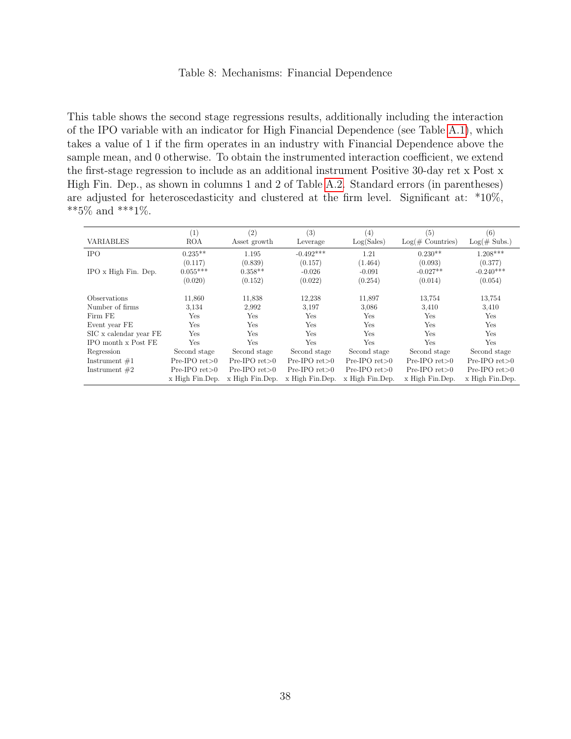Table 8: Mechanisms: Financial Dependence

This table shows the second stage regressions results, additionally including the interaction of the IPO variable with an indicator for High Financial Dependence (see Table A.1), which takes a value of 1 if the firm operates in an industry with Financial Dependence above the sample mean, and 0 otherwise. To obtain the instrumented interaction coefficient, we extend the first-stage regression to include as an additional instrument Positive 30-day ret x Post x High Fin. Dep., as shown in columns 1 and 2 of Table A.2. Standard errors (in parentheses) are adjusted for heteroscedasticity and clustered at the firm level. Significant at: *10%, **5% and ***1%.

| VARIABLES | (1)<br>ROA | (2)<br>Asset growth | (3)<br>Leverage | (4)<br>Log(Sales) | (5)<br>Log(# Countries) | (6)<br>Log(# Subs.) |
|---|---|---|---|---|---|---|
| IPO | 0.235** | 1.195 | -0.492*** | 1.21 | 0.230** | 1.208*** |
| | (0.117) | (0.839) | (0.157) | (1.464) | (0.093) | (0.377) |
| IPO x High Fin. Dep. | 0.055*** | 0.358** | -0.026 | -0.091 | -0.027** | -0.240*** |
| | (0.020) | (0.152) | (0.022) | (0.254) | (0.014) | (0.054) |
| Observations | 11,860 | 11,838 | 12,238 | 11,897 | 13,754 | 13,754 |
| Number of firms | 3,134 | 2,992 | 3,197 | 3,086 | 3,410 | 3,410 |
| Firm FE | Yes | Yes | Yes | Yes | Yes | Yes |
| Event year FE | Yes | Yes | Yes | Yes | Yes | Yes |
| SIC x calendar year FE | Yes | Yes | Yes | Yes | Yes | Yes |
| IPO month x Post FE | Yes | Yes | Yes | Yes | Yes | Yes |
| Regression | Second stage | Second stage | Second stage | Second stage | Second stage | Second stage |
| Instrument #1 | Pre-IPO ret>0 | Pre-IPO ret>0 | Pre-IPO ret>0 | Pre-IPO ret>0 | Pre-IPO ret>0 | Pre-IPO ret>0 |
| Instrument #2 | Pre-IPO ret>0<br>x High Fin.Dep. | Pre-IPO ret>0<br>x High Fin.Dep. | Pre-IPO ret>0<br>x High Fin.Dep. | Pre-IPO ret>0<br>x High Fin.Dep. | Pre-IPO ret>0<br>x High Fin.Dep. | Pre-IPO ret>0<br>x High Fin.Dep. |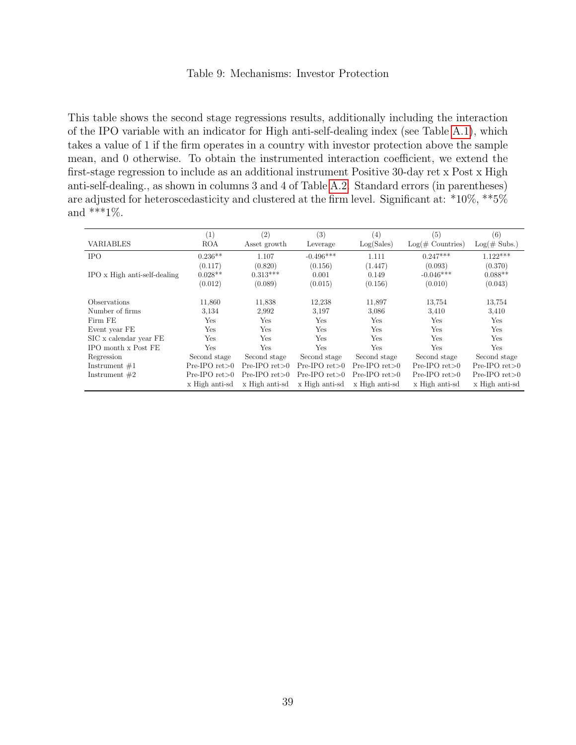Table 9: Mechanisms: Investor Protection

This table shows the second stage regressions results, additionally including the interaction of the IPO variable with an indicator for High anti-self-dealing index (see Table A.1), which takes a value of 1 if the firm operates in a country with investor protection above the sample mean, and 0 otherwise. To obtain the instrumented interaction coefficient, we extend the first-stage regression to include as an additional instrument Positive 30-day ret x Post x High anti-self-dealing., as shown in columns 3 and 4 of Table A.2. Standard errors (in parentheses) are adjusted for heteroscedasticity and clustered at the firm level. Significant at: *10%, **5% and ***1%.

| VARIABLES | (1)<br>ROA | (2)<br>Asset growth | (3)<br>Leverage | (4)<br>Log(Sales) | (5)<br>Log(# Countries) | (6)<br>Log(# Subs.) |
|---|---|---|---|---|---|---|
| IPO | 0.236** | 1.107 | -0.496*** | 1.111 | 0.247*** | 1.122*** |
| | (0.117) | (0.820) | (0.156) | (1.447) | (0.093) | (0.370) |
| IPO x High anti-self-dealing | 0.028** | 0.313*** | 0.001 | 0.149 | -0.046*** | 0.088** |
| | (0.012) | (0.089) | (0.015) | (0.156) | (0.010) | (0.043) |
| Observations | 11,860 | 11,838 | 12,238 | 11,897 | 13,754 | 13,754 |
| Number of firms | 3,134 | 2,992 | 3,197 | 3,086 | 3,410 | 3,410 |
| Firm FE | Yes | Yes | Yes | Yes | Yes | Yes |
| Event year FE | Yes | Yes | Yes | Yes | Yes | Yes |
| SIC x calendar year FE | Yes | Yes | Yes | Yes | Yes | Yes |
| IPO month x Post FE | Yes | Yes | Yes | Yes | Yes | Yes |
| Regression | Second stage | Second stage | Second stage | Second stage | Second stage | Second stage |
| Instrument #1 | Pre-IPO ret>0 | Pre-IPO ret>0 | Pre-IPO ret>0 | Pre-IPO ret>0 | Pre-IPO ret>0 | Pre-IPO ret>0 |
| Instrument #2 | Pre-IPO ret>0 x High anti-sd | Pre-IPO ret>0 x High anti-sd | Pre-IPO ret>0 x High anti-sd | Pre-IPO ret>0 x High anti-sd | Pre-IPO ret>0 x High anti-sd | Pre-IPO ret>0 x High anti-sd |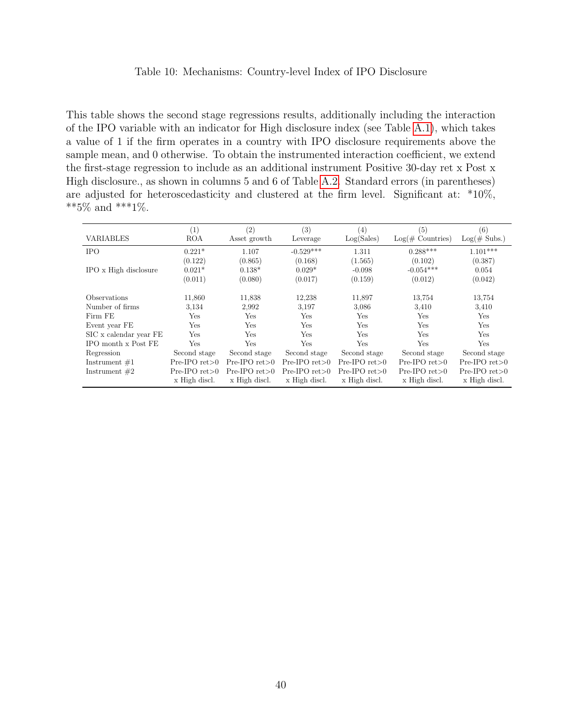Table 10: Mechanisms: Country-level Index of IPO Disclosure

This table shows the second stage regressions results, additionally including the interaction of the IPO variable with an indicator for High disclosure index (see Table A.1), which takes a value of 1 if the firm operates in a country with IPO disclosure requirements above the sample mean, and 0 otherwise. To obtain the instrumented interaction coefficient, we extend the first-stage regression to include as an additional instrument Positive 30-day ret x Post x High disclosure., as shown in columns 5 and 6 of Table A.2. Standard errors (in parentheses) are adjusted for heteroscedasticity and clustered at the firm level. Significant at: *10%, **5% and ***1%.

| VARIABLES | (1) ROA | (2) Asset growth | (3) Leverage | (4) Log(Sales) | (5) Log(# Countries) | (6) Log(# Subs.) |
|---|---|---|---|---|---|---|
| IPO | 0.221* | 1.107 | -0.529*** | 1.311 | 0.288*** | 1.101*** |
| | (0.122) | (0.865) | (0.168) | (1.565) | (0.102) | (0.387) |
| IPO x High disclosure | 0.021* | 0.138* | 0.029* | -0.098 | -0.054*** | 0.054 |
| | (0.011) | (0.080) | (0.017) | (0.159) | (0.012) | (0.042) |
| Observations | 11,860 | 11,838 | 12,238 | 11,897 | 13,754 | 13,754 |
| Number of firms | 3,134 | 2,992 | 3,197 | 3,086 | 3,410 | 3,410 |
| Firm FE | Yes | Yes | Yes | Yes | Yes | Yes |
| Event year FE | Yes | Yes | Yes | Yes | Yes | Yes |
| SIC x calendar year FE | Yes | Yes | Yes | Yes | Yes | Yes |
| IPO month x Post FE | Yes | Yes | Yes | Yes | Yes | Yes |
| Regression | Second stage | Second stage | Second stage | Second stage | Second stage | Second stage |
| Instrument #1 | Pre-IPO ret>0 | Pre-IPO ret>0 | Pre-IPO ret>0 | Pre-IPO ret>0 | Pre-IPO ret>0 | Pre-IPO ret>0 |
| Instrument #2 | Pre-IPO ret>0 x High discl. | Pre-IPO ret>0 x High discl. | Pre-IPO ret>0 x High discl. | Pre-IPO ret>0 x High discl. | Pre-IPO ret>0 x High discl. | Pre-IPO ret>0 x High discl. |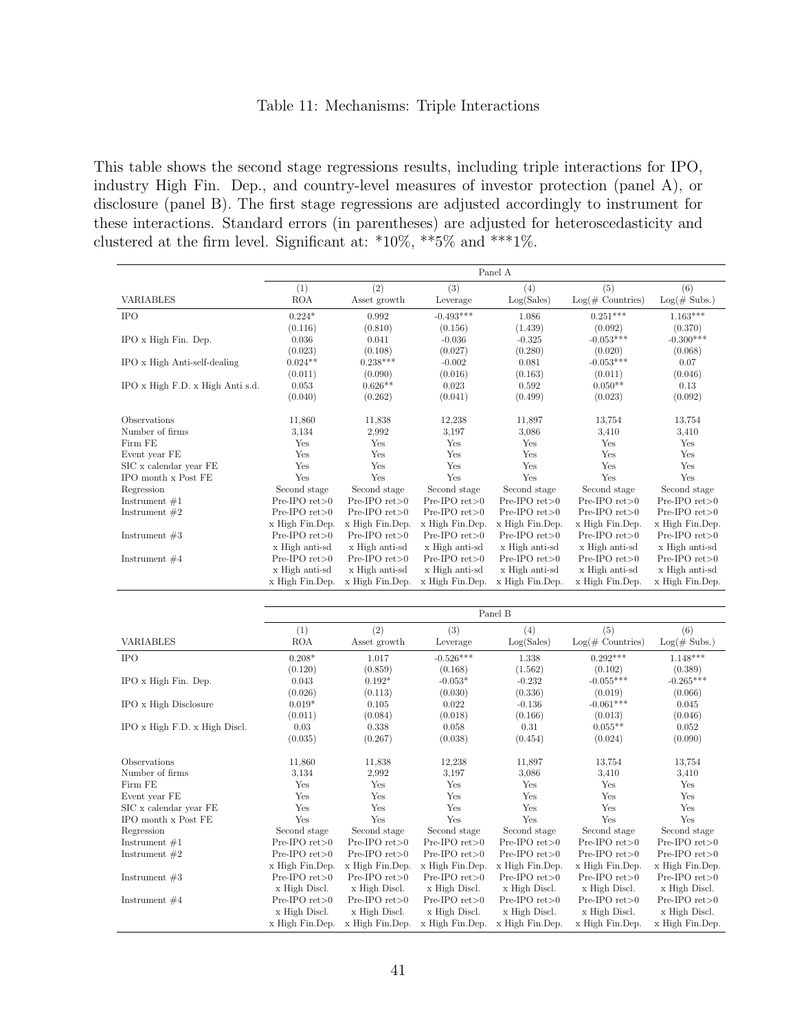Table 11: Mechanisms: Triple Interactions

This table shows the second stage regressions results, including triple interactions for IPO, industry High Fin. Dep., and country-level measures of investor protection (panel A), or disclosure (panel B). The first stage regressions are adjusted accordingly to instrument for these interactions. Standard errors (in parentheses) are adjusted for heteroscedasticity and clustered at the firm level. Significant at: *10%, **5% and ***1%.

| | Panel A | | | | | |
|---|---|---|---|---|---|---|
| | (1) | (2) | (3) | (4) | (5) | (6) |
| VARIABLES | ROA | Asset growth | Leverage | Log(Sales) | Log(# Countries) | Log(# Subs.) |
| IPO | 0.224* | 0.992 | -0.493*** | 1.086 | 0.251*** | 1.163*** |
| | (0.116) | (0.810) | (0.156) | (1.439) | (0.092) | (0.370) |
| IPO x High Fin. Dep. | 0.036 | 0.041 | -0.036 | -0.325 | -0.053*** | -0.300*** |
| | (0.023) | (0.108) | (0.027) | (0.280) | (0.020) | (0.068) |
| IPO x High Anti-self-dealing | 0.024** | 0.238*** | -0.002 | 0.081 | -0.053*** | 0.07 |
| | (0.011) | (0.090) | (0.016) | (0.163) | (0.011) | (0.046) |
| IPO x High F.D. x High Anti s.d. | 0.053 | 0.626** | 0.023 | 0.592 | 0.050** | 0.13 |
| | (0.040) | (0.262) | (0.041) | (0.499) | (0.023) | (0.092) |
| Observations | 11,860 | 11,838 | 12,238 | 11,897 | 13,754 | 13,754 |
| Number of firms | 3,134 | 2,992 | 3,197 | 3,086 | 3,410 | 3,410 |
| Firm FE | Yes | Yes | Yes | Yes | Yes | Yes |
| Event year FE | Yes | Yes | Yes | Yes | Yes | Yes |
| SIC x calendar year FE | Yes | Yes | Yes | Yes | Yes | Yes |
| IPO month x Post FE | Yes | Yes | Yes | Yes | Yes | Yes |
| Regression | Second stage | Second stage | Second stage | Second stage | Second stage | Second stage |
| Instrument #1 | Pre-IPO ret>0 | Pre-IPO ret>0 | Pre-IPO ret>0 | Pre-IPO ret>0 | Pre-IPO ret>0 | Pre-IPO ret>0 |
| Instrument #2 | Pre-IPO ret>0 x High Fin.Dep. | Pre-IPO ret>0 x High Fin.Dep. | Pre-IPO ret>0 x High Fin.Dep. | Pre-IPO ret>0 x High Fin.Dep. | Pre-IPO ret>0 x High Fin.Dep. | Pre-IPO ret>0 x High Fin.Dep. |
| Instrument #3 | Pre-IPO ret>0 x High anti-sd | Pre-IPO ret>0 x High anti-sd | Pre-IPO ret>0 x High anti-sd | Pre-IPO ret>0 x High anti-sd | Pre-IPO ret>0 x High anti-sd | Pre-IPO ret>0 x High anti-sd |
| Instrument #4 | Pre-IPO ret>0 x High anti-sd x High Fin.Dep. | Pre-IPO ret>0 x High anti-sd x High Fin.Dep. | Pre-IPO ret>0 x High anti-sd x High Fin.Dep. | Pre-IPO ret>0 x High anti-sd x High Fin.Dep. | Pre-IPO ret>0 x High anti-sd x High Fin.Dep. | Pre-IPO ret>0 x High anti-sd x High Fin.Dep. |

| | Panel B | | | | | |
|---|---|---|---|---|---|---|
| | (1) | (2) | (3) | (4) | (5) | (6) |
| VARIABLES | ROA | Asset growth | Leverage | Log(Sales) | Log(# Countries) | Log(# Subs.) |
| IPO | 0.208* | 1.017 | -0.526*** | 1.338 | 0.292*** | 1.148*** |
| | (0.120) | (0.859) | (0.168) | (1.562) | (0.102) | (0.389) |
| IPO x High Fin. Dep. | 0.043 | 0.192* | -0.053* | -0.232 | -0.055*** | -0.265*** |
| | (0.026) | (0.113) | (0.030) | (0.336) | (0.019) | (0.066) |
| IPO x High Disclosure | 0.019* | 0.105 | 0.022 | -0.136 | -0.061*** | 0.045 |
| | (0.011) | (0.084) | (0.018) | (0.166) | (0.013) | (0.046) |
| IPO x High F.D. x High Discl. | 0.03 | 0.338 | 0.058 | 0.31 | 0.055** | 0.052 |
| | (0.035) | (0.267) | (0.038) | (0.454) | (0.024) | (0.090) |
| Observations | 11,860 | 11,838 | 12,238 | 11,897 | 13,754 | 13,754 |
| Number of firms | 3,134 | 2,992 | 3,197 | 3,086 | 3,410 | 3,410 |
| Firm FE | Yes | Yes | Yes | Yes | Yes | Yes |
| Event year FE | Yes | Yes | Yes | Yes | Yes | Yes |
| SIC x calendar year FE | Yes | Yes | Yes | Yes | Yes | Yes |
| IPO month x Post FE | Yes | Yes | Yes | Yes | Yes | Yes |
| Regression | Second stage | Second stage | Second stage | Second stage | Second stage | Second stage |
| Instrument #1 | Pre-IPO ret>0 | Pre-IPO ret>0 | Pre-IPO ret>0 | Pre-IPO ret>0 | Pre-IPO ret>0 | Pre-IPO ret>0 |
| Instrument #2 | Pre-IPO ret>0 x High Fin.Dep. | Pre-IPO ret>0 x High Fin.Dep. | Pre-IPO ret>0 x High Fin.Dep. | Pre-IPO ret>0 x High Fin.Dep. | Pre-IPO ret>0 x High Fin.Dep. | Pre-IPO ret>0 x High Fin.Dep. |
| Instrument #3 | Pre-IPO ret>0 x High Discl. | Pre-IPO ret>0 x High Discl. | Pre-IPO ret>0 x High Discl. | Pre-IPO ret>0 x High Discl. | Pre-IPO ret>0 x High Discl. | Pre-IPO ret>0 x High Discl. |
| Instrument #4 | Pre-IPO ret>0 x High Discl. x High Fin.Dep. | Pre-IPO ret>0 x High Discl. x High Fin.Dep. | Pre-IPO ret>0 x High Discl. x High Fin.Dep. | Pre-IPO ret>0 x High Discl. x High Fin.Dep. | Pre-IPO ret>0 x High Discl. x High Fin.Dep. | Pre-IPO ret>0 x High Discl. x High Fin.Dep. |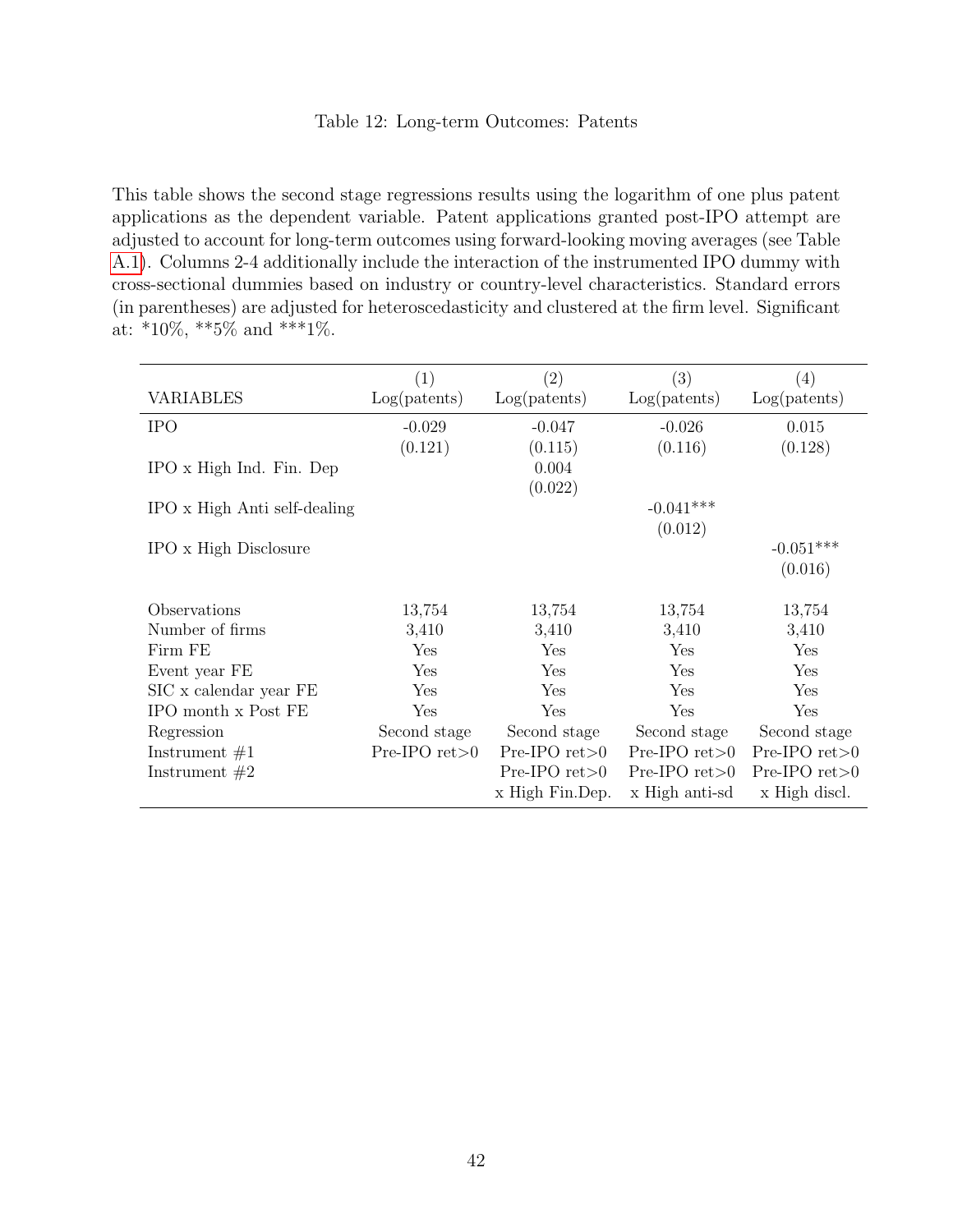Table 12: Long-term Outcomes: Patents

This table shows the second stage regressions results using the logarithm of one plus patent applications as the dependent variable. Patent applications granted post-IPO attempt are adjusted to account for long-term outcomes using forward-looking moving averages (see Table A.1). Columns 2-4 additionally include the interaction of the instrumented IPO dummy with cross-sectional dummies based on industry or country-level characteristics. Standard errors (in parentheses) are adjusted for heteroscedasticity and clustered at the firm level. Significant at: *10%, **5% and ***1%.

| VARIABLES | (1) Log(patents) | (2) Log(patents) | (3) Log(patents) | (4) Log(patents) |
|---|---|---|---|---|
| IPO | -0.029 | -0.047 | -0.026 | 0.015 |
| | (0.121) | (0.115) | (0.116) | (0.128) |
| IPO x High Ind. Fin. Dep | | 0.004 | | |
| | | (0.022) | | |
| IPO x High Anti self-dealing | | | -0.041*** | |
| | | | (0.012) | |
| IPO x High Disclosure | | | | -0.051*** |
| | | | | (0.016) |
| Observations | 13,754 | 13,754 | 13,754 | 13,754 |
| Number of firms | 3,410 | 3,410 | 3,410 | 3,410 |
| Firm FE | Yes | Yes | Yes | Yes |
| Event year FE | Yes | Yes | Yes | Yes |
| SIC x calendar year FE | Yes | Yes | Yes | Yes |
| IPO month x Post FE | Yes | Yes | Yes | Yes |
| Regression | Second stage | Second stage | Second stage | Second stage |
| Instrument #1 | Pre-IPO ret>0 | Pre-IPO ret>0 | Pre-IPO ret>0 | Pre-IPO ret>0 |
| Instrument #2 | | Pre-IPO ret>0 x High Fin.Dep. | Pre-IPO ret>0 x High anti-sd | Pre-IPO ret>0 x High discl. |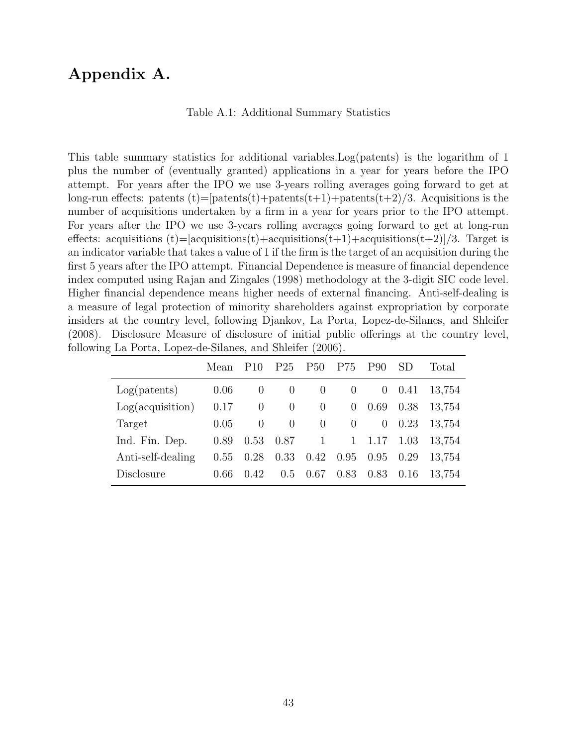# Appendix A.

Table A.1: Additional Summary Statistics

This table summary statistics for additional variables.Log(patents) is the logarithm of 1 plus the number of (eventually granted) applications in a year for years before the IPO attempt. For years after the IPO we use 3-years rolling averages going forward to get at long-run effects: patents (t)=[patents(t)+patents(t+1)+patents(t+2)/3. Acquisitions is the number of acquisitions undertaken by a firm in a year for years prior to the IPO attempt. For years after the IPO we use 3-years rolling averages going forward to get at long-run effects: acquisitions (t)=[acquisitions(t)+acquisitions(t+1)+acquisitions(t+2)]/3. Target is an indicator variable that takes a value of 1 if the firm is the target of an acquisition during the first 5 years after the IPO attempt. Financial Dependence is measure of financial dependence index computed using Rajan and Zingales (1998) methodology at the 3-digit SIC code level. Higher financial dependence means higher needs of external financing. Anti-self-dealing is a measure of legal protection of minority shareholders against expropriation by corporate insiders at the country level, following Djankov, La Porta, Lopez-de-Silanes, and Shleifer (2008). Disclosure Measure of disclosure of initial public offerings at the country level, following La Porta, Lopez-de-Silanes, and Shleifer (2006).

| | Mean | P10 | P25 | P50 | P75 | P90 | SD | Total |
|---|---|---|---|---|---|---|---|---|
| Log(patents) | 0.06 | 0 | 0 | 0 | 0 | 0 | 0.41 | 13,754 |
| Log(acquisition) | 0.17 | 0 | 0 | 0 | 0 | 0.69 | 0.38 | 13,754 |
| Target | 0.05 | 0 | 0 | 0 | 0 | 0 | 0.23 | 13,754 |
| Ind. Fin. Dep. | 0.89 | 0.53 | 0.87 | 1 | 1 | 1.17 | 1.03 | 13,754 |
| Anti-self-dealing | 0.55 | 0.28 | 0.33 | 0.42 | 0.95 | 0.95 | 0.29 | 13,754 |
| Disclosure | 0.66 | 0.42 | 0.5 | 0.67 | 0.83 | 0.83 | 0.16 | 13,754 |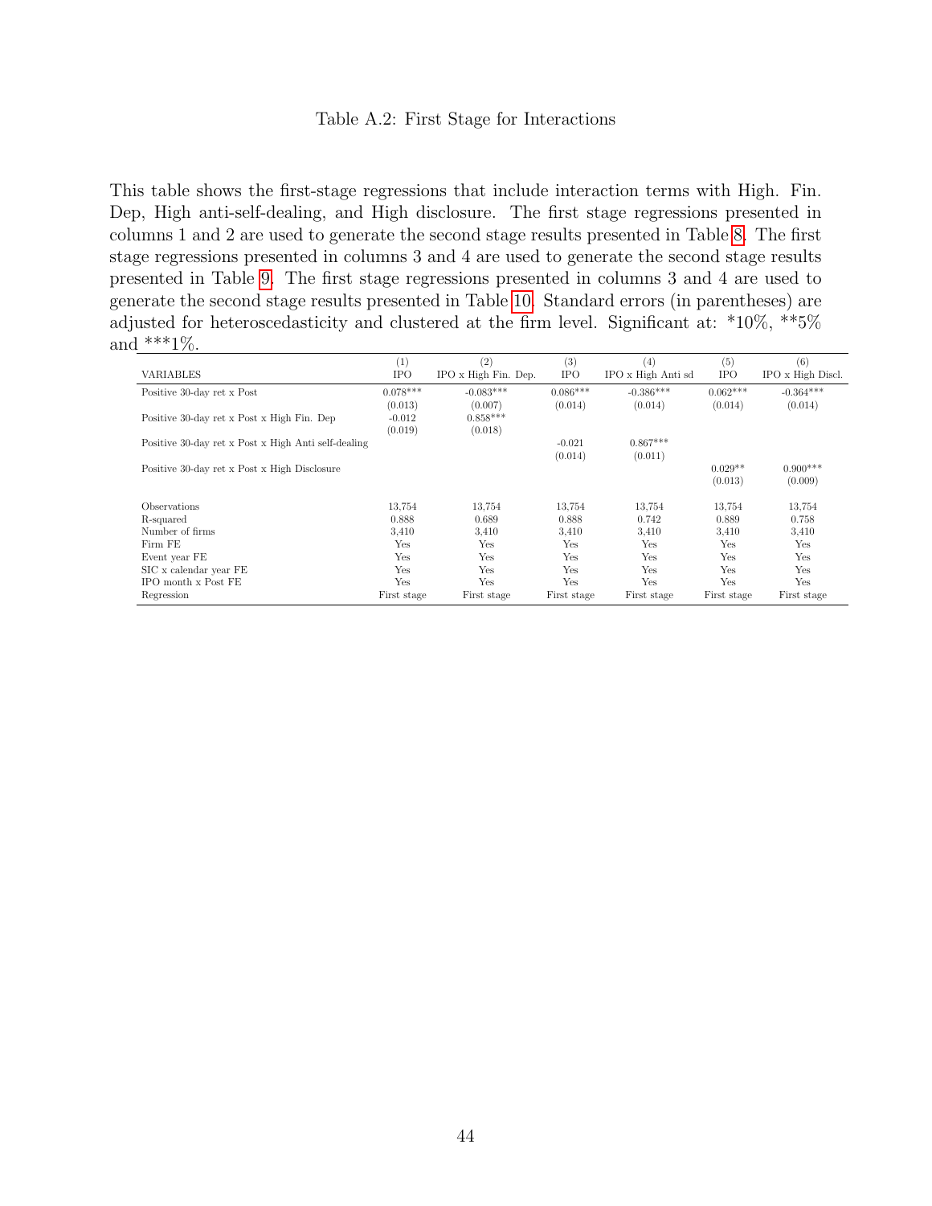Table A.2: First Stage for Interactions

This table shows the first-stage regressions that include interaction terms with High. Fin. Dep, High anti-self-dealing, and High disclosure. The first stage regressions presented in columns 1 and 2 are used to generate the second stage results presented in Table 8. The first stage regressions presented in columns 3 and 4 are used to generate the second stage results presented in Table 9. The first stage regressions presented in columns 3 and 4 are used to generate the second stage results presented in Table 10. Standard errors (in parentheses) are adjusted for heteroscedasticity and clustered at the firm level. Significant at: *10%, **5% and ***1%.

| VARIABLES | (1) IPO | (2) IPO x High Fin. Dep. | (3) IPO | (4) IPO x High Anti sd | (5) IPO | (6) IPO x High Discl. |
|---|---|---|---|---|---|---|
| Positive 30-day ret x Post | 0.078*** | -0.083*** | 0.086*** | -0.386*** | 0.062*** | -0.364*** |
| | (0.013) | (0.007) | (0.014) | (0.014) | (0.014) | (0.014) |
| Positive 30-day ret x Post x High Fin. Dep | -0.012 | 0.858*** | | | | |
| | (0.019) | (0.018) | | | | |
| Positive 30-day ret x Post x High Anti self-dealing | | | -0.021 | 0.867*** | | |
| | | | (0.014) | (0.011) | | |
| Positive 30-day ret x Post x High Disclosure | | | | | 0.029** | 0.900*** |
| | | | | | (0.013) | (0.009) |
| Observations | 13,754 | 13,754 | 13,754 | 13,754 | 13,754 | 13,754 |
| R-squared | 0.888 | 0.689 | 0.888 | 0.742 | 0.889 | 0.758 |
| Number of firms | 3,410 | 3,410 | 3,410 | 3,410 | 3,410 | 3,410 |
| Firm FE | Yes | Yes | Yes | Yes | Yes | Yes |
| Event year FE | Yes | Yes | Yes | Yes | Yes | Yes |
| SIC x calendar year FE | Yes | Yes | Yes | Yes | Yes | Yes |
| IPO month x Post FE | Yes | Yes | Yes | Yes | Yes | Yes |
| Regression | First stage | First stage | First stage | First stage | First stage | First stage |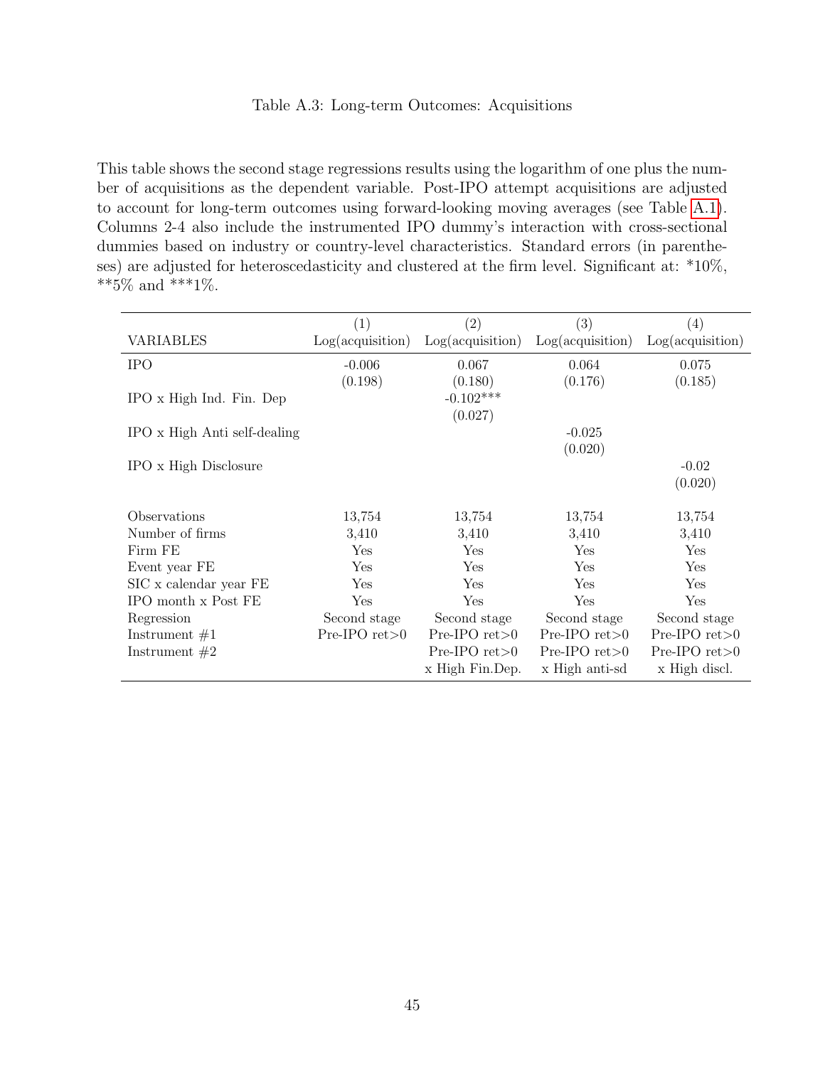Table A.3: Long-term Outcomes: Acquisitions

This table shows the second stage regressions results using the logarithm of one plus the number of acquisitions as the dependent variable. Post-IPO attempt acquisitions are adjusted to account for long-term outcomes using forward-looking moving averages (see Table A.1). Columns 2-4 also include the instrumented IPO dummy's interaction with cross-sectional dummies based on industry or country-level characteristics. Standard errors (in parentheses) are adjusted for heteroscedasticity and clustered at the firm level. Significant at: *10%, **5% and ***1%.

| VARIABLES | (1) Log(acquisition) | (2) Log(acquisition) | (3) Log(acquisition) | (4) Log(acquisition) |
|---|---|---|---|---|
| IPO | -0.006 | 0.067 | 0.064 | 0.075 |
| | (0.198) | (0.180) | (0.176) | (0.185) |
| IPO x High Ind. Fin. Dep | | -0.102*** | | |
| | | (0.027) | | |
| IPO x High Anti self-dealing | | | -0.025 | |
| | | | (0.020) | |
| IPO x High Disclosure | | | | -0.02 |
| | | | | (0.020) |
| Observations | 13,754 | 13,754 | 13,754 | 13,754 |
| Number of firms | 3,410 | 3,410 | 3,410 | 3,410 |
| Firm FE | Yes | Yes | Yes | Yes |
| Event year FE | Yes | Yes | Yes | Yes |
| SIC x calendar year FE | Yes | Yes | Yes | Yes |
| IPO month x Post FE | Yes | Yes | Yes | Yes |
| Regression | Second stage | Second stage | Second stage | Second stage |
| Instrument #1 | Pre-IPO ret>0 | Pre-IPO ret>0 | Pre-IPO ret>0 | Pre-IPO ret>0 |
| Instrument #2 | | Pre-IPO ret>0 x High Fin.Dep. | Pre-IPO ret>0 x High anti-sd | Pre-IPO ret>0 x High discl. |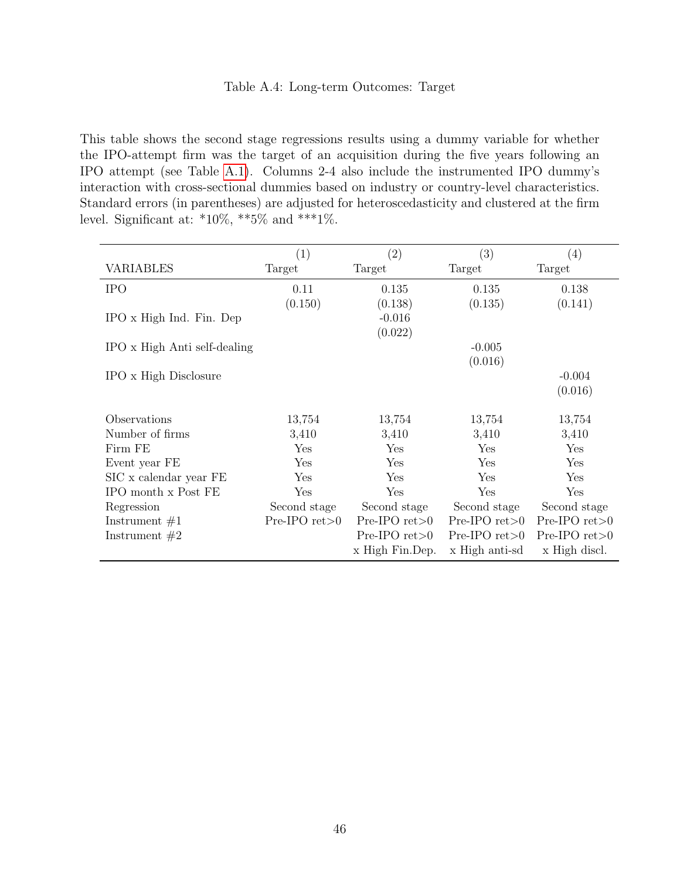Table A.4: Long-term Outcomes: Target

This table shows the second stage regressions results using a dummy variable for whether the IPO-attempt firm was the target of an acquisition during the five years following an IPO attempt (see Table A.1). Columns 2-4 also include the instrumented IPO dummy's interaction with cross-sectional dummies based on industry or country-level characteristics. Standard errors (in parentheses) are adjusted for heteroscedasticity and clustered at the firm level. Significant at: *10%, **5% and ***1%.

| | (1) | (2) | (3) | (4) |
|---|---|---|---|---|
| VARIABLES | Target | Target | Target | Target |
| IPO | 0.11 | 0.135 | 0.135 | 0.138 |
| | (0.150) | (0.138) | (0.135) | (0.141) |
| IPO x High Ind. Fin. Dep | | -0.016 | | |
| | | (0.022) | | |
| IPO x High Anti self-dealing | | | -0.005 | |
| | | | (0.016) | |
| IPO x High Disclosure | | | | -0.004 |
| | | | | (0.016) |
| Observations | 13,754 | 13,754 | 13,754 | 13,754 |
| Number of firms | 3,410 | 3,410 | 3,410 | 3,410 |
| Firm FE | Yes | Yes | Yes | Yes |
| Event year FE | Yes | Yes | Yes | Yes |
| SIC x calendar year FE | Yes | Yes | Yes | Yes |
| IPO month x Post FE | Yes | Yes | Yes | Yes |
| Regression | Second stage | Second stage | Second stage | Second stage |
| Instrument #1 | Pre-IPO ret>0 | Pre-IPO ret>0 | Pre-IPO ret>0 | Pre-IPO ret>0 |
| Instrument #2 | | Pre-IPO ret>0 x High Fin.Dep. | Pre-IPO ret>0 x High anti-sd | Pre-IPO ret>0 x High discl. |